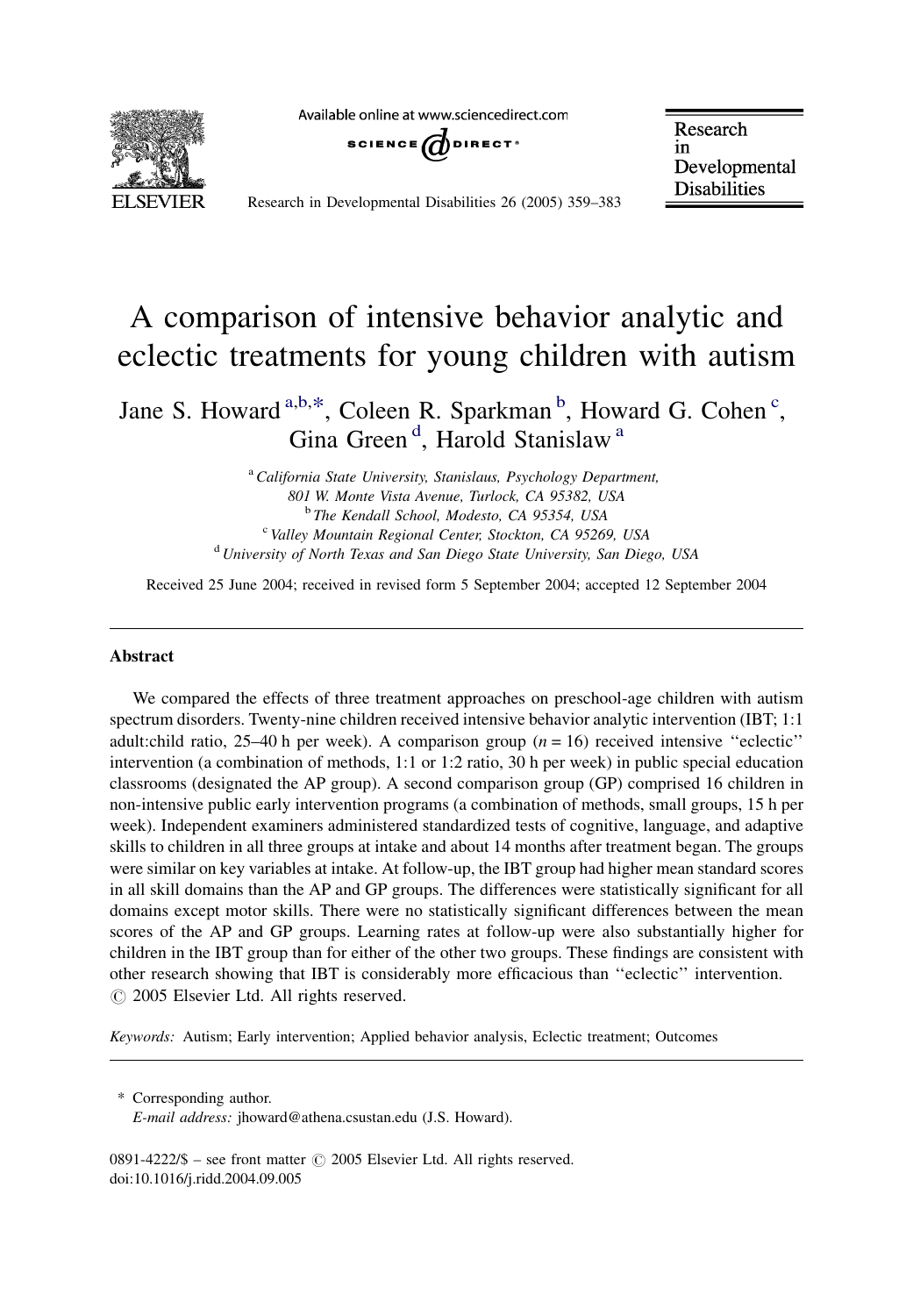# A comparison of intensive behavior analytic and eclectic treatments for young children with autism

Jane S. Howard [a,b,*], Coleen R. Sparkman [b], Howard G. Cohen [c], Gina Green [d], Harold Stanislaw [a]

[a] *California State University, Stanislaus, Psychology Department, 801 W. Monte Vista Avenue, Turlock, CA 95382, USA*
[b] *The Kendall School, Modesto, CA 95354, USA*
[c] *Valley Mountain Regional Center, Stockton, CA 95269, USA*
[d] *University of North Texas and San Diego State University, San Diego, USA*

Received 25 June 2004; received in revised form 5 September 2004; accepted 12 September 2004

## Abstract

We compared the effects of three treatment approaches on preschool-age children with autism spectrum disorders. Twenty-nine children received intensive behavior analytic intervention (IBT; 1:1 adult:child ratio, 25–40 h per week). A comparison group ($n = 16$) received intensive ''eclectic'' intervention (a combination of methods, 1:1 or 1:2 ratio, 30 h per week) in public special education classrooms (designated the AP group). A second comparison group (GP) comprised 16 children in non-intensive public early intervention programs (a combination of methods, small groups, 15 h per week). Independent examiners administered standardized tests of cognitive, language, and adaptive skills to children in all three groups at intake and about 14 months after treatment began. The groups were similar on key variables at intake. At follow-up, the IBT group had higher mean standard scores in all skill domains than the AP and GP groups. The differences were statistically significant for all domains except motor skills. There were no statistically significant differences between the mean scores of the AP and GP groups. Learning rates at follow-up were also substantially higher for children in the IBT group than for either of the other two groups. These findings are consistent with other research showing that IBT is considerably more efficacious than ''eclectic'' intervention.
© 2005 Elsevier Ltd. All rights reserved.

*Keywords:* Autism; Early intervention; Applied behavior analysis, Eclectic treatment; Outcomes

\* Corresponding author.
*E-mail address:* jhoward@athena.csustan.edu (J.S. Howard).

0891-4222/$ – see front matter © 2005 Elsevier Ltd. All rights reserved.
doi:10.1016/j.ridd.2004.09.005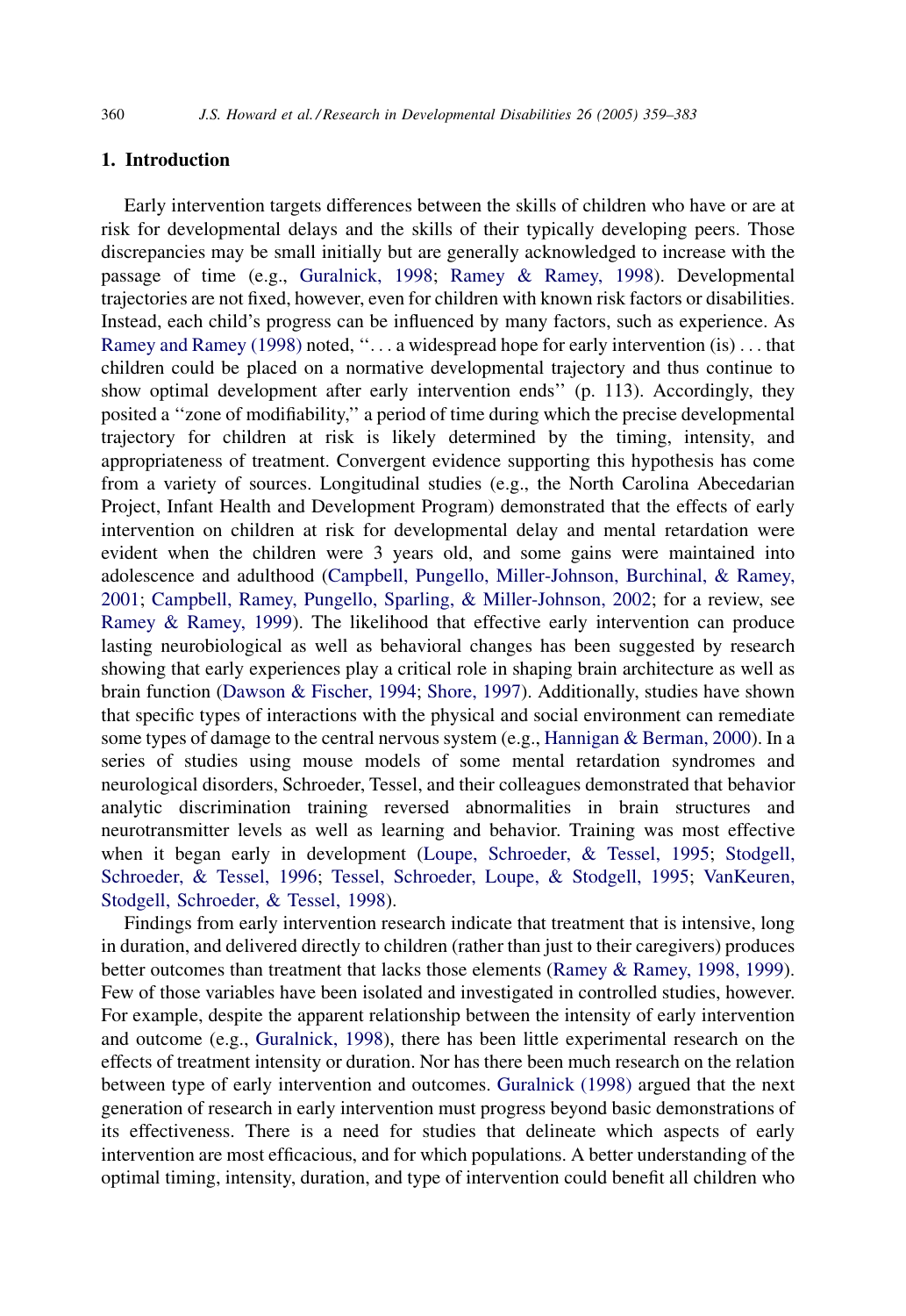## 1. Introduction

Early intervention targets differences between the skills of children who have or are at risk for developmental delays and the skills of their typically developing peers. Those discrepancies may be small initially but are generally acknowledged to increase with the passage of time (e.g., Guralnick, 1998; Ramey & Ramey, 1998). Developmental trajectories are not fixed, however, even for children with known risk factors or disabilities. Instead, each child's progress can be influenced by many factors, such as experience. As Ramey and Ramey (1998) noted, ''. . . a widespread hope for early intervention (is) . . . that children could be placed on a normative developmental trajectory and thus continue to show optimal development after early intervention ends'' (p. 113). Accordingly, they posited a ''zone of modifiability,'' a period of time during which the precise developmental trajectory for children at risk is likely determined by the timing, intensity, and appropriateness of treatment. Convergent evidence supporting this hypothesis has come from a variety of sources. Longitudinal studies (e.g., the North Carolina Abecedarian Project, Infant Health and Development Program) demonstrated that the effects of early intervention on children at risk for developmental delay and mental retardation were evident when the children were 3 years old, and some gains were maintained into adolescence and adulthood (Campbell, Pungello, Miller-Johnson, Burchinal, & Ramey, 2001; Campbell, Ramey, Pungello, Sparling, & Miller-Johnson, 2002; for a review, see Ramey & Ramey, 1999). The likelihood that effective early intervention can produce lasting neurobiological as well as behavioral changes has been suggested by research showing that early experiences play a critical role in shaping brain architecture as well as brain function (Dawson & Fischer, 1994; Shore, 1997). Additionally, studies have shown that specific types of interactions with the physical and social environment can remediate some types of damage to the central nervous system (e.g., Hannigan & Berman, 2000). In a series of studies using mouse models of some mental retardation syndromes and neurological disorders, Schroeder, Tessel, and their colleagues demonstrated that behavior analytic discrimination training reversed abnormalities in brain structures and neurotransmitter levels as well as learning and behavior. Training was most effective when it began early in development (Loupe, Schroeder, & Tessel, 1995; Stodgell, Schroeder, & Tessel, 1996; Tessel, Schroeder, Loupe, & Stodgell, 1995; VanKeuren, Stodgell, Schroeder, & Tessel, 1998).

Findings from early intervention research indicate that treatment that is intensive, long in duration, and delivered directly to children (rather than just to their caregivers) produces better outcomes than treatment that lacks those elements (Ramey & Ramey, 1998, 1999). Few of those variables have been isolated and investigated in controlled studies, however. For example, despite the apparent relationship between the intensity of early intervention and outcome (e.g., Guralnick, 1998), there has been little experimental research on the effects of treatment intensity or duration. Nor has there been much research on the relation between type of early intervention and outcomes. Guralnick (1998) argued that the next generation of research in early intervention must progress beyond basic demonstrations of its effectiveness. There is a need for studies that delineate which aspects of early intervention are most efficacious, and for which populations. A better understanding of the optimal timing, intensity, duration, and type of intervention could benefit all children who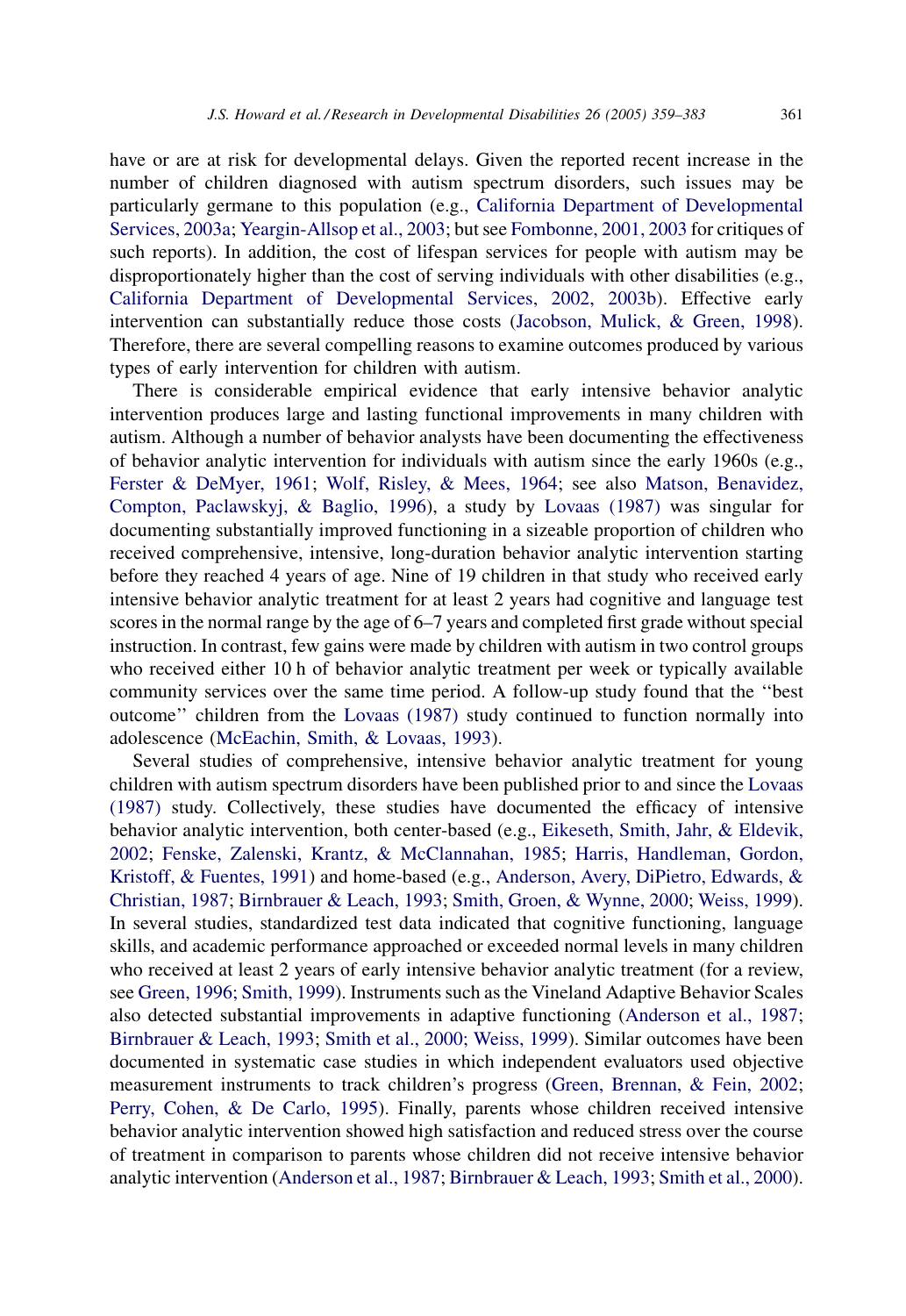have or are at risk for developmental delays. Given the reported recent increase in the number of children diagnosed with autism spectrum disorders, such issues may be particularly germane to this population (e.g., California Department of Developmental Services, 2003a; Yeargin-Allsop et al., 2003; but see Fombonne, 2001, 2003 for critiques of such reports). In addition, the cost of lifespan services for people with autism may be disproportionately higher than the cost of serving individuals with other disabilities (e.g., California Department of Developmental Services, 2002, 2003b). Effective early intervention can substantially reduce those costs (Jacobson, Mulick, & Green, 1998). Therefore, there are several compelling reasons to examine outcomes produced by various types of early intervention for children with autism.

There is considerable empirical evidence that early intensive behavior analytic intervention produces large and lasting functional improvements in many children with autism. Although a number of behavior analysts have been documenting the effectiveness of behavior analytic intervention for individuals with autism since the early 1960s (e.g., Ferster & DeMyer, 1961; Wolf, Risley, & Mees, 1964; see also Matson, Benavidez, Compton, Paclawskyj, & Baglio, 1996), a study by Lovaas (1987) was singular for documenting substantially improved functioning in a sizeable proportion of children who received comprehensive, intensive, long-duration behavior analytic intervention starting before they reached 4 years of age. Nine of 19 children in that study who received early intensive behavior analytic treatment for at least 2 years had cognitive and language test scores in the normal range by the age of 6–7 years and completed first grade without special instruction. In contrast, few gains were made by children with autism in two control groups who received either 10 h of behavior analytic treatment per week or typically available community services over the same time period. A follow-up study found that the ''best outcome'' children from the Lovaas (1987) study continued to function normally into adolescence (McEachin, Smith, & Lovaas, 1993).

Several studies of comprehensive, intensive behavior analytic treatment for young children with autism spectrum disorders have been published prior to and since the Lovaas (1987) study. Collectively, these studies have documented the efficacy of intensive behavior analytic intervention, both center-based (e.g., Eikeseth, Smith, Jahr, & Eldevik, 2002; Fenske, Zalenski, Krantz, & McClannahan, 1985; Harris, Handleman, Gordon, Kristoff, & Fuentes, 1991) and home-based (e.g., Anderson, Avery, DiPietro, Edwards, & Christian, 1987; Birnbrauer & Leach, 1993; Smith, Groen, & Wynne, 2000; Weiss, 1999). In several studies, standardized test data indicated that cognitive functioning, language skills, and academic performance approached or exceeded normal levels in many children who received at least 2 years of early intensive behavior analytic treatment (for a review, see Green, 1996; Smith, 1999). Instruments such as the Vineland Adaptive Behavior Scales also detected substantial improvements in adaptive functioning (Anderson et al., 1987; Birnbrauer & Leach, 1993; Smith et al., 2000; Weiss, 1999). Similar outcomes have been documented in systematic case studies in which independent evaluators used objective measurement instruments to track children's progress (Green, Brennan, & Fein, 2002; Perry, Cohen, & De Carlo, 1995). Finally, parents whose children received intensive behavior analytic intervention showed high satisfaction and reduced stress over the course of treatment in comparison to parents whose children did not receive intensive behavior analytic intervention (Anderson et al., 1987; Birnbrauer & Leach, 1993; Smith et al., 2000).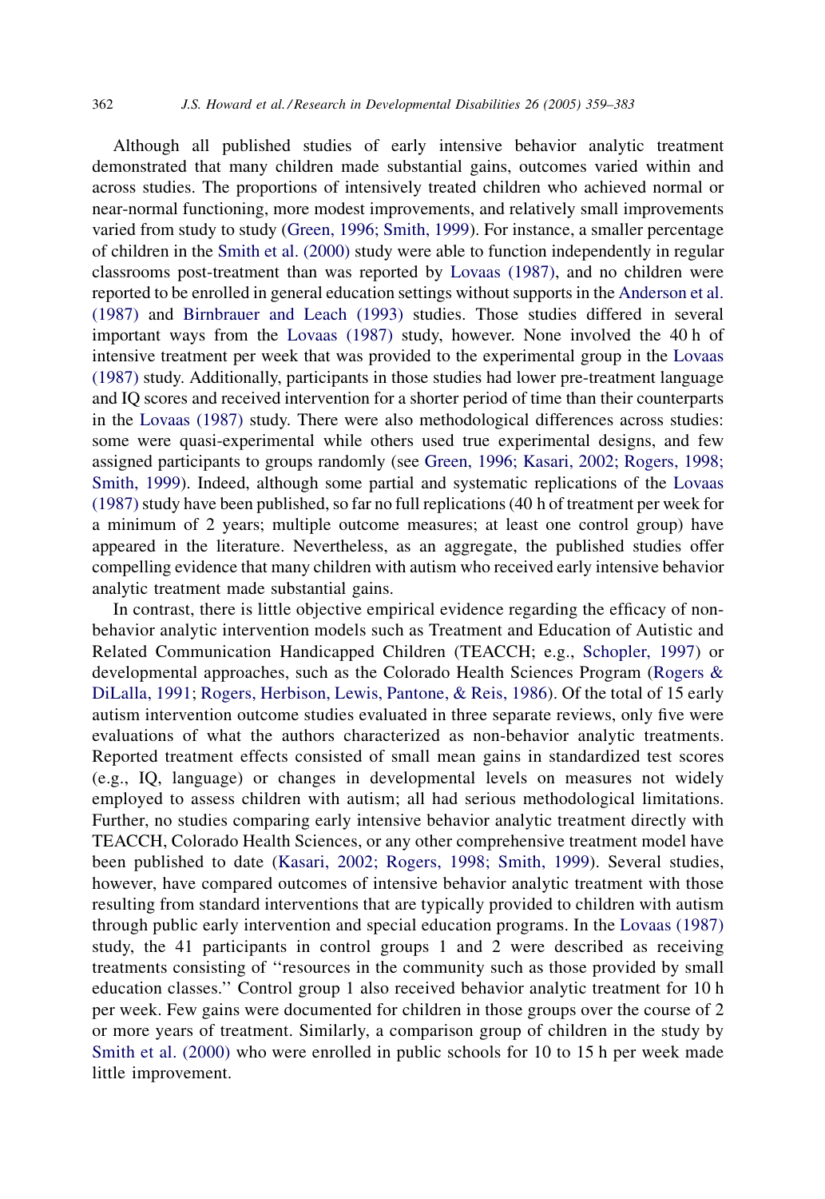Although all published studies of early intensive behavior analytic treatment demonstrated that many children made substantial gains, outcomes varied within and across studies. The proportions of intensively treated children who achieved normal or near-normal functioning, more modest improvements, and relatively small improvements varied from study to study (Green, 1996; Smith, 1999). For instance, a smaller percentage of children in the Smith et al. (2000) study were able to function independently in regular classrooms post-treatment than was reported by Lovaas (1987), and no children were reported to be enrolled in general education settings without supports in the Anderson et al. (1987) and Birnbrauer and Leach (1993) studies. Those studies differed in several important ways from the Lovaas (1987) study, however. None involved the 40 h of intensive treatment per week that was provided to the experimental group in the Lovaas (1987) study. Additionally, participants in those studies had lower pre-treatment language and IQ scores and received intervention for a shorter period of time than their counterparts in the Lovaas (1987) study. There were also methodological differences across studies: some were quasi-experimental while others used true experimental designs, and few assigned participants to groups randomly (see Green, 1996; Kasari, 2002; Rogers, 1998; Smith, 1999). Indeed, although some partial and systematic replications of the Lovaas (1987) study have been published, so far no full replications (40 h of treatment per week for a minimum of 2 years; multiple outcome measures; at least one control group) have appeared in the literature. Nevertheless, as an aggregate, the published studies offer compelling evidence that many children with autism who received early intensive behavior analytic treatment made substantial gains.

In contrast, there is little objective empirical evidence regarding the efficacy of non-behavior analytic intervention models such as Treatment and Education of Autistic and Related Communication Handicapped Children (TEACCH; e.g., Schopler, 1997) or developmental approaches, such as the Colorado Health Sciences Program (Rogers & DiLalla, 1991; Rogers, Herbison, Lewis, Pantone, & Reis, 1986). Of the total of 15 early autism intervention outcome studies evaluated in three separate reviews, only five were evaluations of what the authors characterized as non-behavior analytic treatments. Reported treatment effects consisted of small mean gains in standardized test scores (e.g., IQ, language) or changes in developmental levels on measures not widely employed to assess children with autism; all had serious methodological limitations. Further, no studies comparing early intensive behavior analytic treatment directly with TEACCH, Colorado Health Sciences, or any other comprehensive treatment model have been published to date (Kasari, 2002; Rogers, 1998; Smith, 1999). Several studies, however, have compared outcomes of intensive behavior analytic treatment with those resulting from standard interventions that are typically provided to children with autism through public early intervention and special education programs. In the Lovaas (1987) study, the 41 participants in control groups 1 and 2 were described as receiving treatments consisting of ''resources in the community such as those provided by small education classes.'' Control group 1 also received behavior analytic treatment for 10 h per week. Few gains were documented for children in those groups over the course of 2 or more years of treatment. Similarly, a comparison group of children in the study by Smith et al. (2000) who were enrolled in public schools for 10 to 15 h per week made little improvement.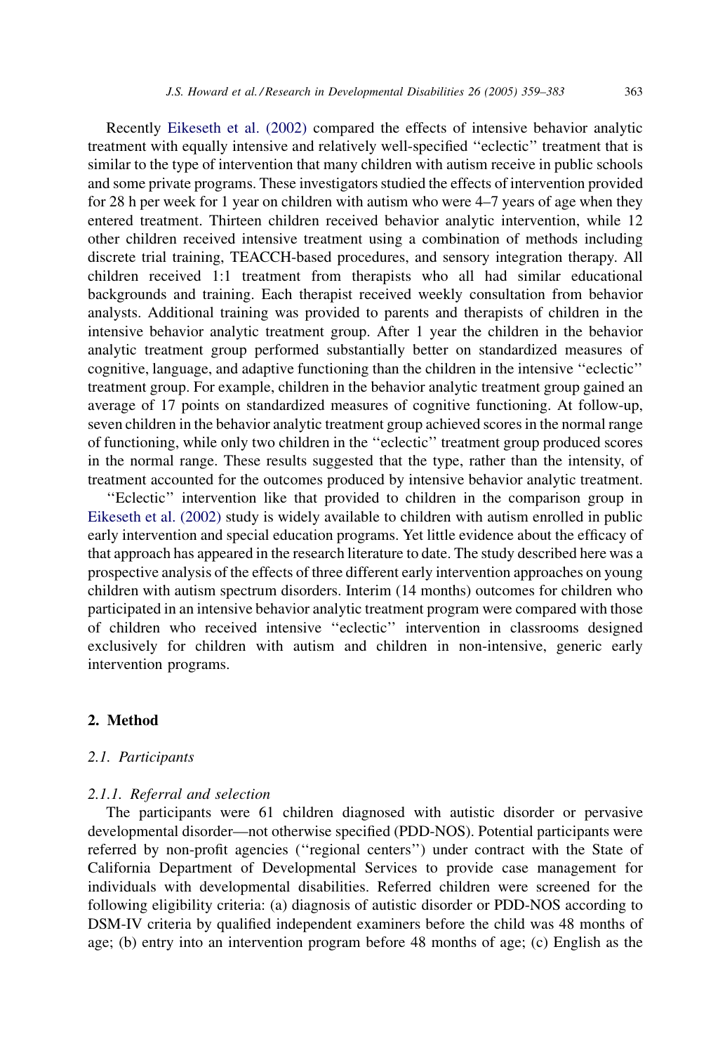Recently Eikeseth et al. (2002) compared the effects of intensive behavior analytic treatment with equally intensive and relatively well-specified ''eclectic'' treatment that is similar to the type of intervention that many children with autism receive in public schools and some private programs. These investigators studied the effects of intervention provided for 28 h per week for 1 year on children with autism who were 4–7 years of age when they entered treatment. Thirteen children received behavior analytic intervention, while 12 other children received intensive treatment using a combination of methods including discrete trial training, TEACCH-based procedures, and sensory integration therapy. All children received 1:1 treatment from therapists who all had similar educational backgrounds and training. Each therapist received weekly consultation from behavior analysts. Additional training was provided to parents and therapists of children in the intensive behavior analytic treatment group. After 1 year the children in the behavior analytic treatment group performed substantially better on standardized measures of cognitive, language, and adaptive functioning than the children in the intensive ''eclectic'' treatment group. For example, children in the behavior analytic treatment group gained an average of 17 points on standardized measures of cognitive functioning. At follow-up, seven children in the behavior analytic treatment group achieved scores in the normal range of functioning, while only two children in the ''eclectic'' treatment group produced scores in the normal range. These results suggested that the type, rather than the intensity, of treatment accounted for the outcomes produced by intensive behavior analytic treatment.

''Eclectic'' intervention like that provided to children in the comparison group in Eikeseth et al. (2002) study is widely available to children with autism enrolled in public early intervention and special education programs. Yet little evidence about the efficacy of that approach has appeared in the research literature to date. The study described here was a prospective analysis of the effects of three different early intervention approaches on young children with autism spectrum disorders. Interim (14 months) outcomes for children who participated in an intensive behavior analytic treatment program were compared with those of children who received intensive ''eclectic'' intervention in classrooms designed exclusively for children with autism and children in non-intensive, generic early intervention programs.

## 2. Method

### *2.1. Participants*

#### *2.1.1. Referral and selection*

The participants were 61 children diagnosed with autistic disorder or pervasive developmental disorder—not otherwise specified (PDD-NOS). Potential participants were referred by non-profit agencies (''regional centers'') under contract with the State of California Department of Developmental Services to provide case management for individuals with developmental disabilities. Referred children were screened for the following eligibility criteria: (a) diagnosis of autistic disorder or PDD-NOS according to DSM-IV criteria by qualified independent examiners before the child was 48 months of age; (b) entry into an intervention program before 48 months of age; (c) English as the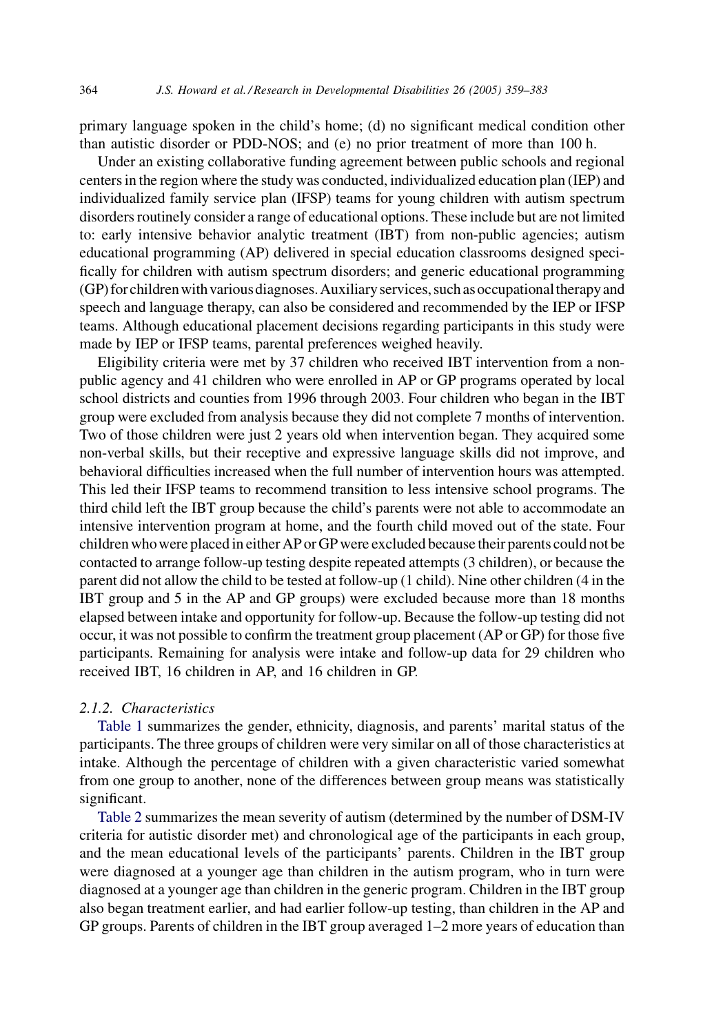primary language spoken in the child's home; (d) no significant medical condition other than autistic disorder or PDD-NOS; and (e) no prior treatment of more than 100 h.

Under an existing collaborative funding agreement between public schools and regional centers in the region where the study was conducted, individualized education plan (IEP) and individualized family service plan (IFSP) teams for young children with autism spectrum disorders routinely consider a range of educational options. These include but are not limited to: early intensive behavior analytic treatment (IBT) from non-public agencies; autism educational programming (AP) delivered in special education classrooms designed specifically for children with autism spectrum disorders; and generic educational programming (GP) for children with various diagnoses. Auxiliary services, such as occupational therapy and speech and language therapy, can also be considered and recommended by the IEP or IFSP teams. Although educational placement decisions regarding participants in this study were made by IEP or IFSP teams, parental preferences weighed heavily.

Eligibility criteria were met by 37 children who received IBT intervention from a non-public agency and 41 children who were enrolled in AP or GP programs operated by local school districts and counties from 1996 through 2003. Four children who began in the IBT group were excluded from analysis because they did not complete 7 months of intervention. Two of those children were just 2 years old when intervention began. They acquired some non-verbal skills, but their receptive and expressive language skills did not improve, and behavioral difficulties increased when the full number of intervention hours was attempted. This led their IFSP teams to recommend transition to less intensive school programs. The third child left the IBT group because the child's parents were not able to accommodate an intensive intervention program at home, and the fourth child moved out of the state. Four children who were placed in either AP or GP were excluded because their parents could not be contacted to arrange follow-up testing despite repeated attempts (3 children), or because the parent did not allow the child to be tested at follow-up (1 child). Nine other children (4 in the IBT group and 5 in the AP and GP groups) were excluded because more than 18 months elapsed between intake and opportunity for follow-up. Because the follow-up testing did not occur, it was not possible to confirm the treatment group placement (AP or GP) for those five participants. Remaining for analysis were intake and follow-up data for 29 children who received IBT, 16 children in AP, and 16 children in GP.

### 2.1.2. Characteristics

Table 1 summarizes the gender, ethnicity, diagnosis, and parents' marital status of the participants. The three groups of children were very similar on all of those characteristics at intake. Although the percentage of children with a given characteristic varied somewhat from one group to another, none of the differences between group means was statistically significant.

Table 2 summarizes the mean severity of autism (determined by the number of DSM-IV criteria for autistic disorder met) and chronological age of the participants in each group, and the mean educational levels of the participants' parents. Children in the IBT group were diagnosed at a younger age than children in the autism program, who in turn were diagnosed at a younger age than children in the generic program. Children in the IBT group also began treatment earlier, and had earlier follow-up testing, than children in the AP and GP groups. Parents of children in the IBT group averaged 1–2 more years of education than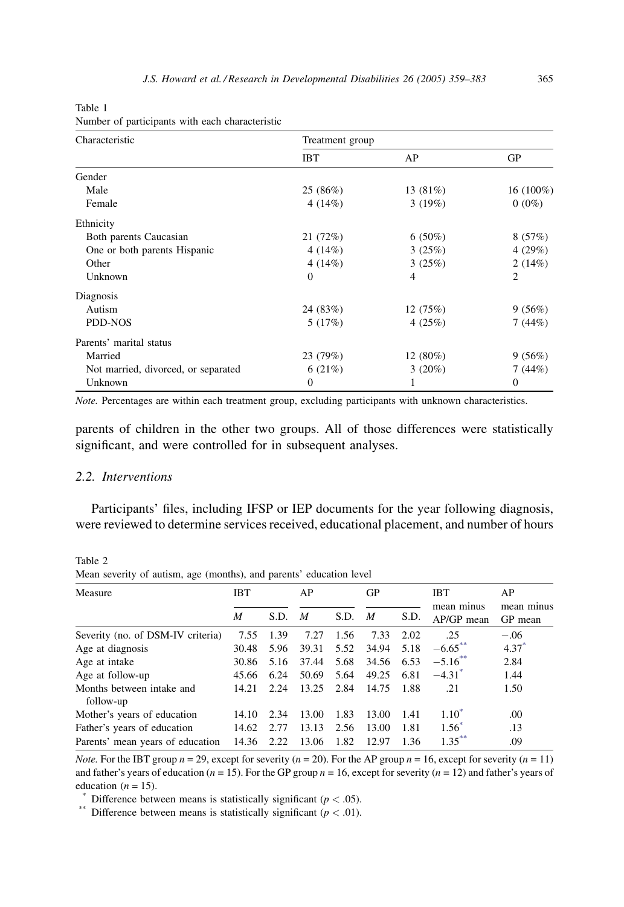Table 1
Number of participants with each characteristic

| Characteristic | Treatment group | | |
|---|---|---|---|
| | IBT | AP | GP |
| Gender | | | |
| Male | 25 (86%) | 13 (81%) | 16 (100%) |
| Female | 4 (14%) | 3 (19%) | 0 (0%) |
| Ethnicity | | | |
| Both parents Caucasian | 21 (72%) | 6 (50%) | 8 (57%) |
| One or both parents Hispanic | 4 (14%) | 3 (25%) | 4 (29%) |
| Other | 4 (14%) | 3 (25%) | 2 (14%) |
| Unknown | 0 | 4 | 2 |
| Diagnosis | | | |
| Autism | 24 (83%) | 12 (75%) | 9 (56%) |
| PDD-NOS | 5 (17%) | 4 (25%) | 7 (44%) |
| Parents' marital status | | | |
| Married | 23 (79%) | 12 (80%) | 9 (56%) |
| Not married, divorced, or separated | 6 (21%) | 3 (20%) | 7 (44%) |
| Unknown | 0 | 1 | 0 |

*Note.* Percentages are within each treatment group, excluding participants with unknown characteristics.

parents of children in the other two groups. All of those differences were statistically significant, and were controlled for in subsequent analyses.

### 2.2. Interventions

Participants' files, including IFSP or IEP documents for the year following diagnosis, were reviewed to determine services received, educational placement, and number of hours

Table 2
Mean severity of autism, age (months), and parents' education level

| Measure | IBT | | AP | | GP | | IBT mean minus AP/GP mean | AP mean minus GP mean |
|---|---|---|---|---|---|---|---|---|
| | *M* | S.D. | *M* | S.D. | *M* | S.D. | | |
| Severity (no. of DSM-IV criteria) | 7.55 | 1.39 | 7.27 | 1.56 | 7.33 | 2.02 | .25 | −.06 |
| Age at diagnosis | 30.48 | 5.96 | 39.31 | 5.52 | 34.94 | 5.18 | −6.65** | 4.37* |
| Age at intake | 30.86 | 5.16 | 37.44 | 5.68 | 34.56 | 6.53 | −5.16** | 2.84 |
| Age at follow-up | 45.66 | 6.24 | 50.69 | 5.64 | 49.25 | 6.81 | −4.31* | 1.44 |
| Months between intake and follow-up | 14.21 | 2.24 | 13.25 | 2.84 | 14.75 | 1.88 | .21 | 1.50 |
| Mother's years of education | 14.10 | 2.34 | 13.00 | 1.83 | 13.00 | 1.41 | 1.10* | .00 |
| Father's years of education | 14.62 | 2.77 | 13.13 | 2.56 | 13.00 | 1.81 | 1.56* | .13 |
| Parents' mean years of education | 14.36 | 2.22 | 13.06 | 1.82 | 12.97 | 1.36 | 1.35** | .09 |

*Note.* For the IBT group $n = 29$, except for severity ($n = 20$). For the AP group $n = 16$, except for severity ($n = 11$) and father's years of education ($n = 15$). For the GP group $n = 16$, except for severity ($n = 12$) and father's years of education ($n = 15$).

\* Difference between means is statistically significant ($p < .05$).

\*\* Difference between means is statistically significant ($p < .01$).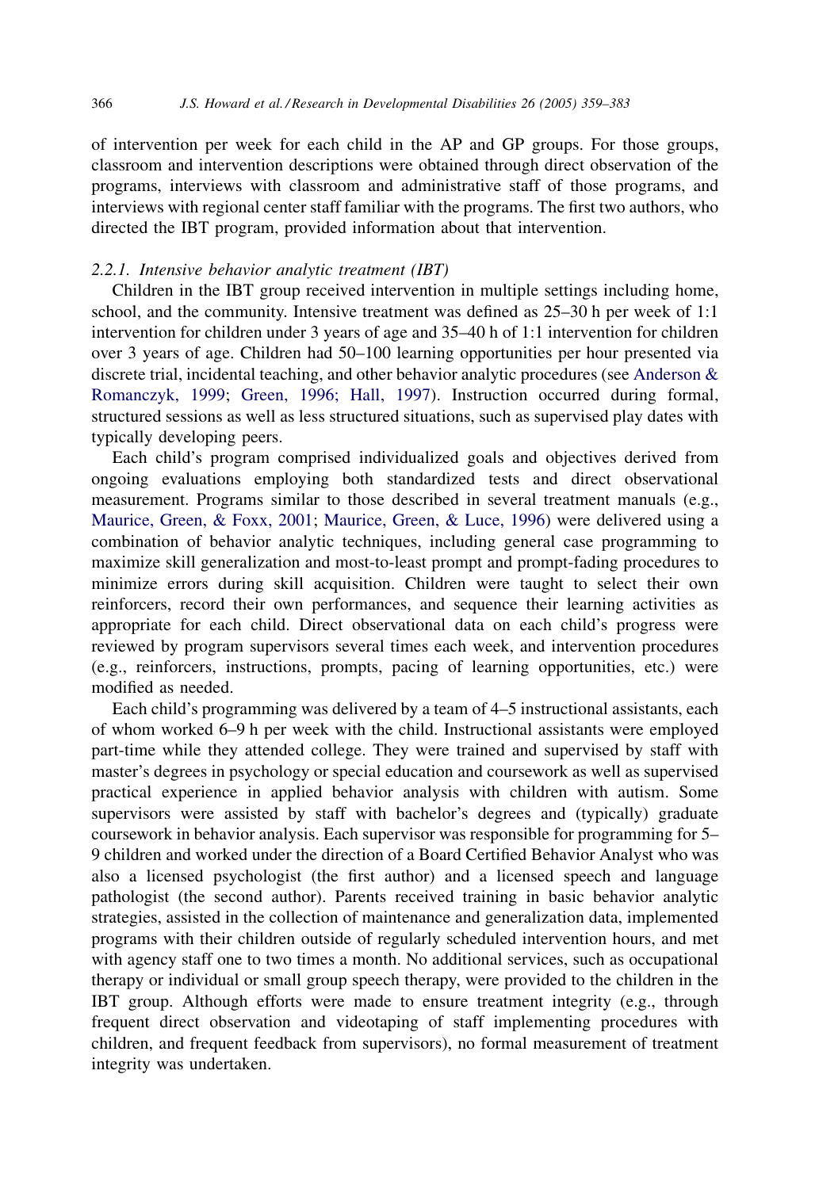of intervention per week for each child in the AP and GP groups. For those groups, classroom and intervention descriptions were obtained through direct observation of the programs, interviews with classroom and administrative staff of those programs, and interviews with regional center staff familiar with the programs. The first two authors, who directed the IBT program, provided information about that intervention.

#### 2.2.1. *Intensive behavior analytic treatment (IBT)*

Children in the IBT group received intervention in multiple settings including home, school, and the community. Intensive treatment was defined as 25–30 h per week of 1:1 intervention for children under 3 years of age and 35–40 h of 1:1 intervention for children over 3 years of age. Children had 50–100 learning opportunities per hour presented via discrete trial, incidental teaching, and other behavior analytic procedures (see Anderson & Romanczyk, 1999; Green, 1996; Hall, 1997). Instruction occurred during formal, structured sessions as well as less structured situations, such as supervised play dates with typically developing peers.

Each child's program comprised individualized goals and objectives derived from ongoing evaluations employing both standardized tests and direct observational measurement. Programs similar to those described in several treatment manuals (e.g., Maurice, Green, & Foxx, 2001; Maurice, Green, & Luce, 1996) were delivered using a combination of behavior analytic techniques, including general case programming to maximize skill generalization and most-to-least prompt and prompt-fading procedures to minimize errors during skill acquisition. Children were taught to select their own reinforcers, record their own performances, and sequence their learning activities as appropriate for each child. Direct observational data on each child's progress were reviewed by program supervisors several times each week, and intervention procedures (e.g., reinforcers, instructions, prompts, pacing of learning opportunities, etc.) were modified as needed.

Each child's programming was delivered by a team of 4–5 instructional assistants, each of whom worked 6–9 h per week with the child. Instructional assistants were employed part-time while they attended college. They were trained and supervised by staff with master's degrees in psychology or special education and coursework as well as supervised practical experience in applied behavior analysis with children with autism. Some supervisors were assisted by staff with bachelor's degrees and (typically) graduate coursework in behavior analysis. Each supervisor was responsible for programming for 5–9 children and worked under the direction of a Board Certified Behavior Analyst who was also a licensed psychologist (the first author) and a licensed speech and language pathologist (the second author). Parents received training in basic behavior analytic strategies, assisted in the collection of maintenance and generalization data, implemented programs with their children outside of regularly scheduled intervention hours, and met with agency staff one to two times a month. No additional services, such as occupational therapy or individual or small group speech therapy, were provided to the children in the IBT group. Although efforts were made to ensure treatment integrity (e.g., through frequent direct observation and videotaping of staff implementing procedures with children, and frequent feedback from supervisors), no formal measurement of treatment integrity was undertaken.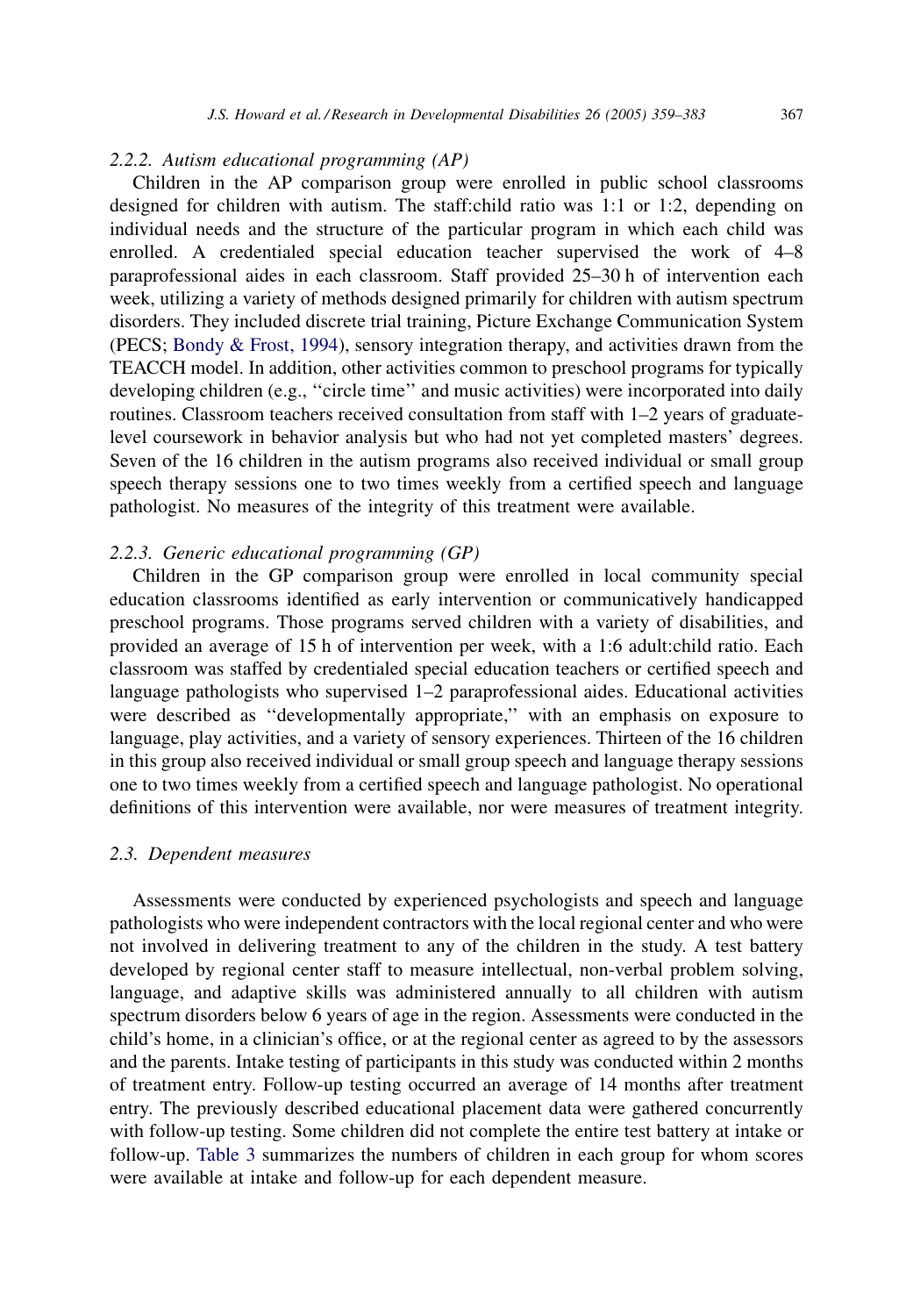#### 2.2.2. Autism educational programming (AP)

Children in the AP comparison group were enrolled in public school classrooms designed for children with autism. The staff:child ratio was 1:1 or 1:2, depending on individual needs and the structure of the particular program in which each child was enrolled. A credentialed special education teacher supervised the work of 4–8 paraprofessional aides in each classroom. Staff provided 25–30 h of intervention each week, utilizing a variety of methods designed primarily for children with autism spectrum disorders. They included discrete trial training, Picture Exchange Communication System (PECS; Bondy & Frost, 1994), sensory integration therapy, and activities drawn from the TEACCH model. In addition, other activities common to preschool programs for typically developing children (e.g., ''circle time'' and music activities) were incorporated into daily routines. Classroom teachers received consultation from staff with 1–2 years of graduate-level coursework in behavior analysis but who had not yet completed masters' degrees. Seven of the 16 children in the autism programs also received individual or small group speech therapy sessions one to two times weekly from a certified speech and language pathologist. No measures of the integrity of this treatment were available.

#### 2.2.3. Generic educational programming (GP)

Children in the GP comparison group were enrolled in local community special education classrooms identified as early intervention or communicatively handicapped preschool programs. Those programs served children with a variety of disabilities, and provided an average of 15 h of intervention per week, with a 1:6 adult:child ratio. Each classroom was staffed by credentialed special education teachers or certified speech and language pathologists who supervised 1–2 paraprofessional aides. Educational activities were described as ''developmentally appropriate,'' with an emphasis on exposure to language, play activities, and a variety of sensory experiences. Thirteen of the 16 children in this group also received individual or small group speech and language therapy sessions one to two times weekly from a certified speech and language pathologist. No operational definitions of this intervention were available, nor were measures of treatment integrity.

### 2.3. Dependent measures

Assessments were conducted by experienced psychologists and speech and language pathologists who were independent contractors with the local regional center and who were not involved in delivering treatment to any of the children in the study. A test battery developed by regional center staff to measure intellectual, non-verbal problem solving, language, and adaptive skills was administered annually to all children with autism spectrum disorders below 6 years of age in the region. Assessments were conducted in the child's home, in a clinician's office, or at the regional center as agreed to by the assessors and the parents. Intake testing of participants in this study was conducted within 2 months of treatment entry. Follow-up testing occurred an average of 14 months after treatment entry. The previously described educational placement data were gathered concurrently with follow-up testing. Some children did not complete the entire test battery at intake or follow-up. Table 3 summarizes the numbers of children in each group for whom scores were available at intake and follow-up for each dependent measure.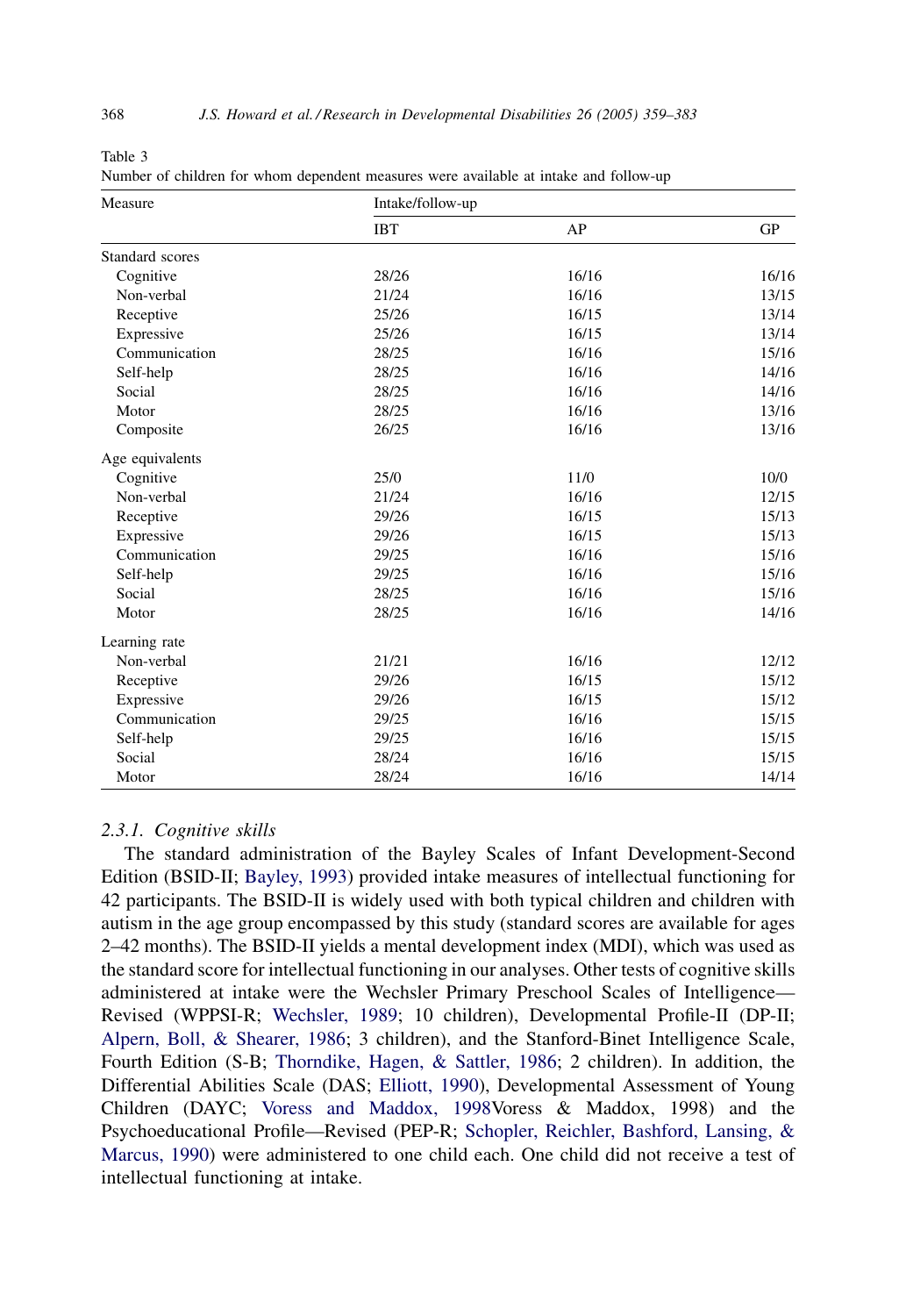Table 3
Number of children for whom dependent measures were available at intake and follow-up

| Measure | Intake/follow-up | | |
|---|---|---|---|
| | IBT | AP | GP |
| Standard scores | | | |
| Cognitive | 28/26 | 16/16 | 16/16 |
| Non-verbal | 21/24 | 16/16 | 13/15 |
| Receptive | 25/26 | 16/15 | 13/14 |
| Expressive | 25/26 | 16/15 | 13/14 |
| Communication | 28/25 | 16/16 | 15/16 |
| Self-help | 28/25 | 16/16 | 14/16 |
| Social | 28/25 | 16/16 | 14/16 |
| Motor | 28/25 | 16/16 | 13/16 |
| Composite | 26/25 | 16/16 | 13/16 |
| Age equivalents | | | |
| Cognitive | 25/0 | 11/0 | 10/0 |
| Non-verbal | 21/24 | 16/16 | 12/15 |
| Receptive | 29/26 | 16/15 | 15/13 |
| Expressive | 29/26 | 16/15 | 15/13 |
| Communication | 29/25 | 16/16 | 15/16 |
| Self-help | 29/25 | 16/16 | 15/16 |
| Social | 28/25 | 16/16 | 15/16 |
| Motor | 28/25 | 16/16 | 14/16 |
| Learning rate | | | |
| Non-verbal | 21/21 | 16/16 | 12/12 |
| Receptive | 29/26 | 16/15 | 15/12 |
| Expressive | 29/26 | 16/15 | 15/12 |
| Communication | 29/25 | 16/16 | 15/15 |
| Self-help | 29/25 | 16/16 | 15/15 |
| Social | 28/24 | 16/16 | 15/15 |
| Motor | 28/24 | 16/16 | 14/14 |

### 2.3.1. *Cognitive skills*

The standard administration of the Bayley Scales of Infant Development-Second Edition (BSID-II; Bayley, 1993) provided intake measures of intellectual functioning for 42 participants. The BSID-II is widely used with both typical children and children with autism in the age group encompassed by this study (standard scores are available for ages 2–42 months). The BSID-II yields a mental development index (MDI), which was used as the standard score for intellectual functioning in our analyses. Other tests of cognitive skills administered at intake were the Wechsler Primary Preschool Scales of Intelligence—Revised (WPPSI-R; Wechsler, 1989; 10 children), Developmental Profile-II (DP-II; Alpern, Boll, & Shearer, 1986; 3 children), and the Stanford-Binet Intelligence Scale, Fourth Edition (S-B; Thorndike, Hagen, & Sattler, 1986; 2 children). In addition, the Differential Abilities Scale (DAS; Elliott, 1990), Developmental Assessment of Young Children (DAYC; Voress and Maddox, 1998Voress & Maddox, 1998) and the Psychoeducational Profile—Revised (PEP-R; Schopler, Reichler, Bashford, Lansing, & Marcus, 1990) were administered to one child each. One child did not receive a test of intellectual functioning at intake.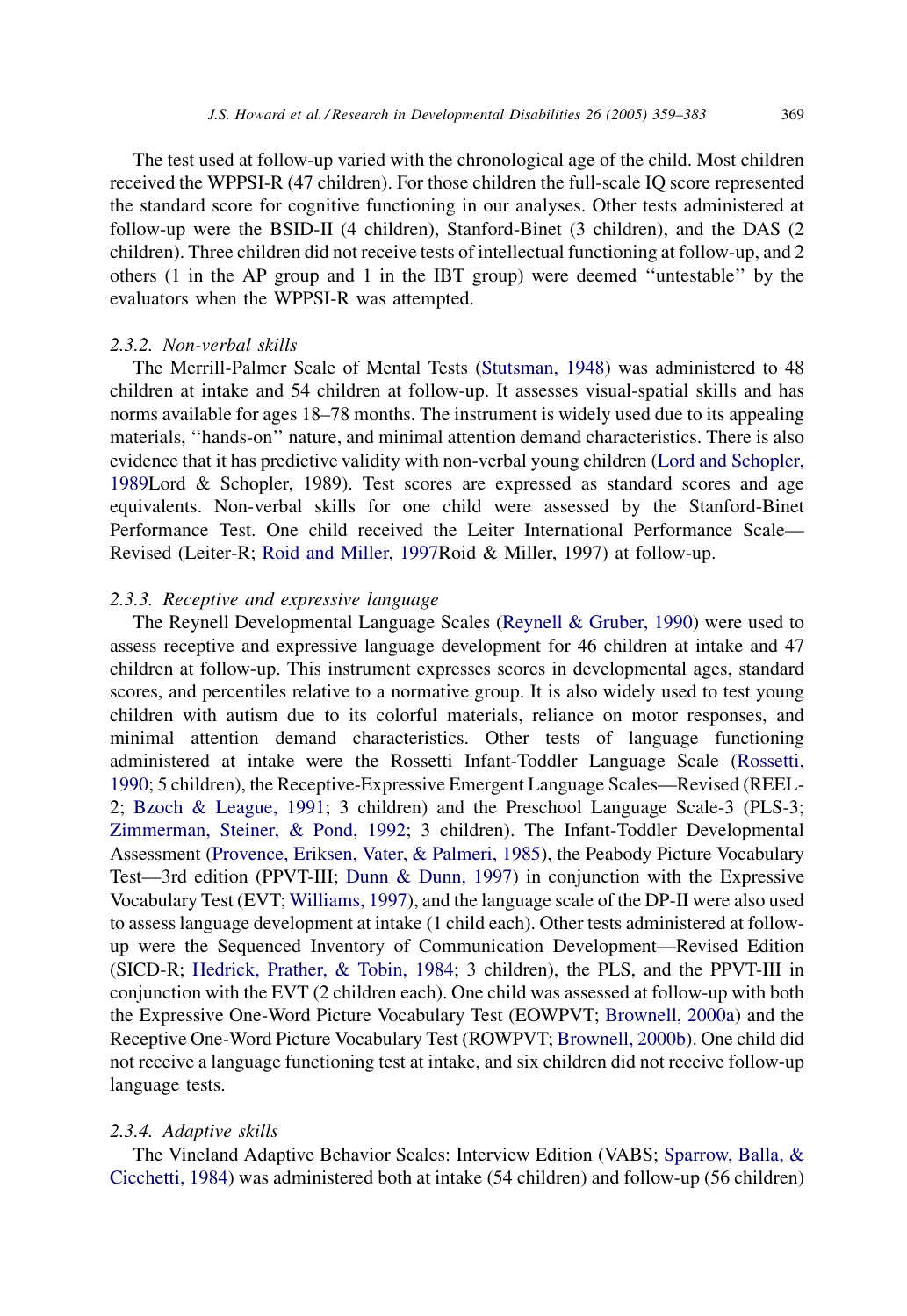The test used at follow-up varied with the chronological age of the child. Most children received the WPPSI-R (47 children). For those children the full-scale IQ score represented the standard score for cognitive functioning in our analyses. Other tests administered at follow-up were the BSID-II (4 children), Stanford-Binet (3 children), and the DAS (2 children). Three children did not receive tests of intellectual functioning at follow-up, and 2 others (1 in the AP group and 1 in the IBT group) were deemed ''untestable'' by the evaluators when the WPPSI-R was attempted.

### 2.3.2. Non-verbal skills

The Merrill-Palmer Scale of Mental Tests (Stutsman, 1948) was administered to 48 children at intake and 54 children at follow-up. It assesses visual-spatial skills and has norms available for ages 18–78 months. The instrument is widely used due to its appealing materials, ''hands-on'' nature, and minimal attention demand characteristics. There is also evidence that it has predictive validity with non-verbal young children (Lord and Schopler, 1989Lord & Schopler, 1989). Test scores are expressed as standard scores and age equivalents. Non-verbal skills for one child were assessed by the Stanford-Binet Performance Test. One child received the Leiter International Performance Scale—Revised (Leiter-R; Roid and Miller, 1997Roid & Miller, 1997) at follow-up.

### 2.3.3. Receptive and expressive language

The Reynell Developmental Language Scales (Reynell & Gruber, 1990) were used to assess receptive and expressive language development for 46 children at intake and 47 children at follow-up. This instrument expresses scores in developmental ages, standard scores, and percentiles relative to a normative group. It is also widely used to test young children with autism due to its colorful materials, reliance on motor responses, and minimal attention demand characteristics. Other tests of language functioning administered at intake were the Rossetti Infant-Toddler Language Scale (Rossetti, 1990; 5 children), the Receptive-Expressive Emergent Language Scales—Revised (REEL-2; Bzoch & League, 1991; 3 children) and the Preschool Language Scale-3 (PLS-3; Zimmerman, Steiner, & Pond, 1992; 3 children). The Infant-Toddler Developmental Assessment (Provence, Eriksen, Vater, & Palmeri, 1985), the Peabody Picture Vocabulary Test—3rd edition (PPVT-III; Dunn & Dunn, 1997) in conjunction with the Expressive Vocabulary Test (EVT; Williams, 1997), and the language scale of the DP-II were also used to assess language development at intake (1 child each). Other tests administered at follow-up were the Sequenced Inventory of Communication Development—Revised Edition (SICD-R; Hedrick, Prather, & Tobin, 1984; 3 children), the PLS, and the PPVT-III in conjunction with the EVT (2 children each). One child was assessed at follow-up with both the Expressive One-Word Picture Vocabulary Test (EOWPVT; Brownell, 2000a) and the Receptive One-Word Picture Vocabulary Test (ROWPVT; Brownell, 2000b). One child did not receive a language functioning test at intake, and six children did not receive follow-up language tests.

### 2.3.4. Adaptive skills

The Vineland Adaptive Behavior Scales: Interview Edition (VABS; Sparrow, Balla, & Cicchetti, 1984) was administered both at intake (54 children) and follow-up (56 children)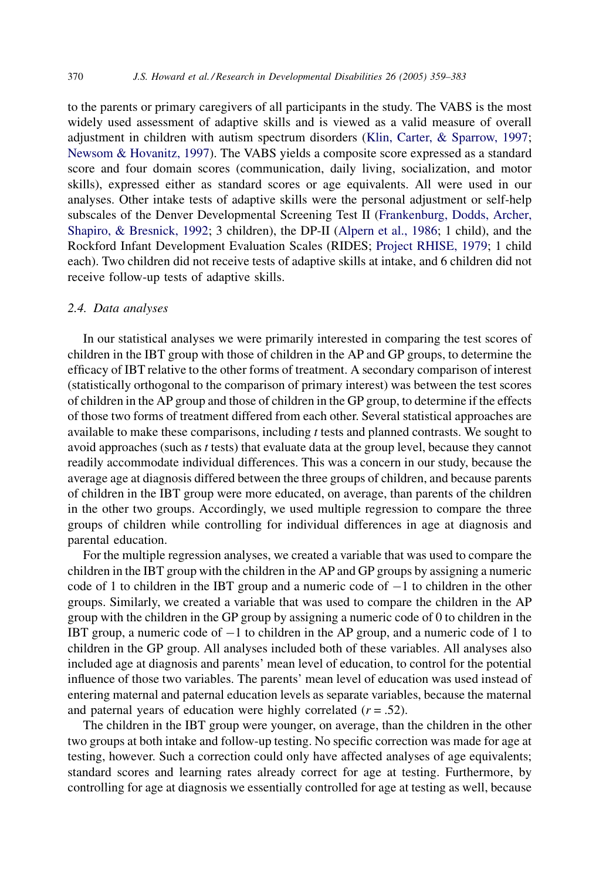to the parents or primary caregivers of all participants in the study. The VABS is the most widely used assessment of adaptive skills and is viewed as a valid measure of overall adjustment in children with autism spectrum disorders (Klin, Carter, & Sparrow, 1997; Newsom & Hovanitz, 1997). The VABS yields a composite score expressed as a standard score and four domain scores (communication, daily living, socialization, and motor skills), expressed either as standard scores or age equivalents. All were used in our analyses. Other intake tests of adaptive skills were the personal adjustment or self-help subscales of the Denver Developmental Screening Test II (Frankenburg, Dodds, Archer, Shapiro, & Bresnick, 1992; 3 children), the DP-II (Alpern et al., 1986; 1 child), and the Rockford Infant Development Evaluation Scales (RIDES; Project RHISE, 1979; 1 child each). Two children did not receive tests of adaptive skills at intake, and 6 children did not receive follow-up tests of adaptive skills.

### 2.4. Data analyses

In our statistical analyses we were primarily interested in comparing the test scores of children in the IBT group with those of children in the AP and GP groups, to determine the efficacy of IBT relative to the other forms of treatment. A secondary comparison of interest (statistically orthogonal to the comparison of primary interest) was between the test scores of children in the AP group and those of children in the GP group, to determine if the effects of those two forms of treatment differed from each other. Several statistical approaches are available to make these comparisons, including *t* tests and planned contrasts. We sought to avoid approaches (such as *t* tests) that evaluate data at the group level, because they cannot readily accommodate individual differences. This was a concern in our study, because the average age at diagnosis differed between the three groups of children, and because parents of children in the IBT group were more educated, on average, than parents of the children in the other two groups. Accordingly, we used multiple regression to compare the three groups of children while controlling for individual differences in age at diagnosis and parental education.

For the multiple regression analyses, we created a variable that was used to compare the children in the IBT group with the children in the AP and GP groups by assigning a numeric code of 1 to children in the IBT group and a numeric code of −1 to children in the other groups. Similarly, we created a variable that was used to compare the children in the AP group with the children in the GP group by assigning a numeric code of 0 to children in the IBT group, a numeric code of −1 to children in the AP group, and a numeric code of 1 to children in the GP group. All analyses included both of these variables. All analyses also included age at diagnosis and parents' mean level of education, to control for the potential influence of those two variables. The parents' mean level of education was used instead of entering maternal and paternal education levels as separate variables, because the maternal and paternal years of education were highly correlated ($r = .52$).

The children in the IBT group were younger, on average, than the children in the other two groups at both intake and follow-up testing. No specific correction was made for age at testing, however. Such a correction could only have affected analyses of age equivalents; standard scores and learning rates already correct for age at testing. Furthermore, by controlling for age at diagnosis we essentially controlled for age at testing as well, because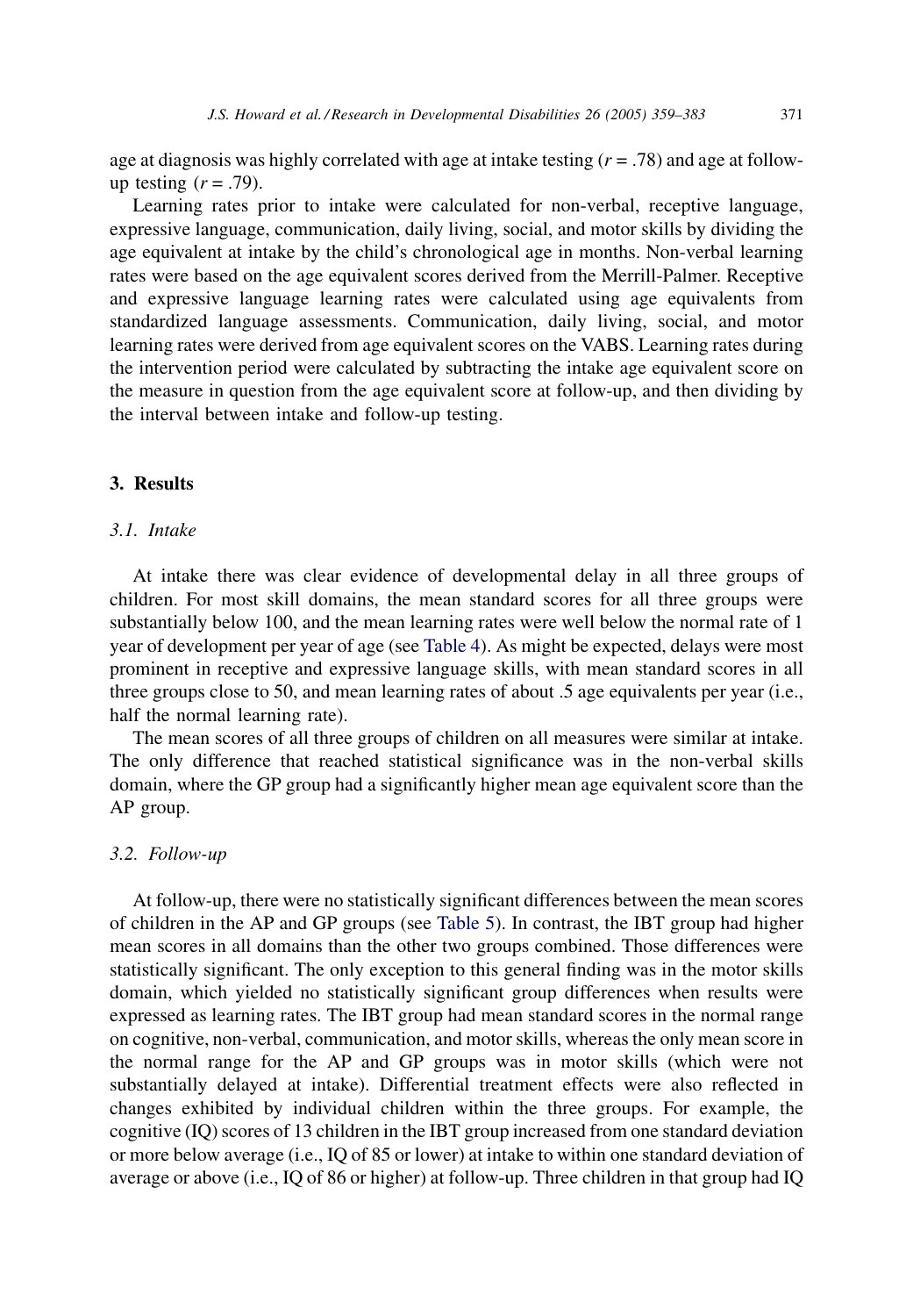age at diagnosis was highly correlated with age at intake testing ($r = .78$) and age at follow-up testing ($r = .79$).

Learning rates prior to intake were calculated for non-verbal, receptive language, expressive language, communication, daily living, social, and motor skills by dividing the age equivalent at intake by the child's chronological age in months. Non-verbal learning rates were based on the age equivalent scores derived from the Merrill-Palmer. Receptive and expressive language learning rates were calculated using age equivalents from standardized language assessments. Communication, daily living, social, and motor learning rates were derived from age equivalent scores on the VABS. Learning rates during the intervention period were calculated by subtracting the intake age equivalent score on the measure in question from the age equivalent score at follow-up, and then dividing by the interval between intake and follow-up testing.

## 3. Results

### 3.1. Intake

At intake there was clear evidence of developmental delay in all three groups of children. For most skill domains, the mean standard scores for all three groups were substantially below 100, and the mean learning rates were well below the normal rate of 1 year of development per year of age (see Table 4). As might be expected, delays were most prominent in receptive and expressive language skills, with mean standard scores in all three groups close to 50, and mean learning rates of about .5 age equivalents per year (i.e., half the normal learning rate).

The mean scores of all three groups of children on all measures were similar at intake. The only difference that reached statistical significance was in the non-verbal skills domain, where the GP group had a significantly higher mean age equivalent score than the AP group.

### 3.2. Follow-up

At follow-up, there were no statistically significant differences between the mean scores of children in the AP and GP groups (see Table 5). In contrast, the IBT group had higher mean scores in all domains than the other two groups combined. Those differences were statistically significant. The only exception to this general finding was in the motor skills domain, which yielded no statistically significant group differences when results were expressed as learning rates. The IBT group had mean standard scores in the normal range on cognitive, non-verbal, communication, and motor skills, whereas the only mean score in the normal range for the AP and GP groups was in motor skills (which were not substantially delayed at intake). Differential treatment effects were also reflected in changes exhibited by individual children within the three groups. For example, the cognitive (IQ) scores of 13 children in the IBT group increased from one standard deviation or more below average (i.e., IQ of 85 or lower) at intake to within one standard deviation of average or above (i.e., IQ of 86 or higher) at follow-up. Three children in that group had IQ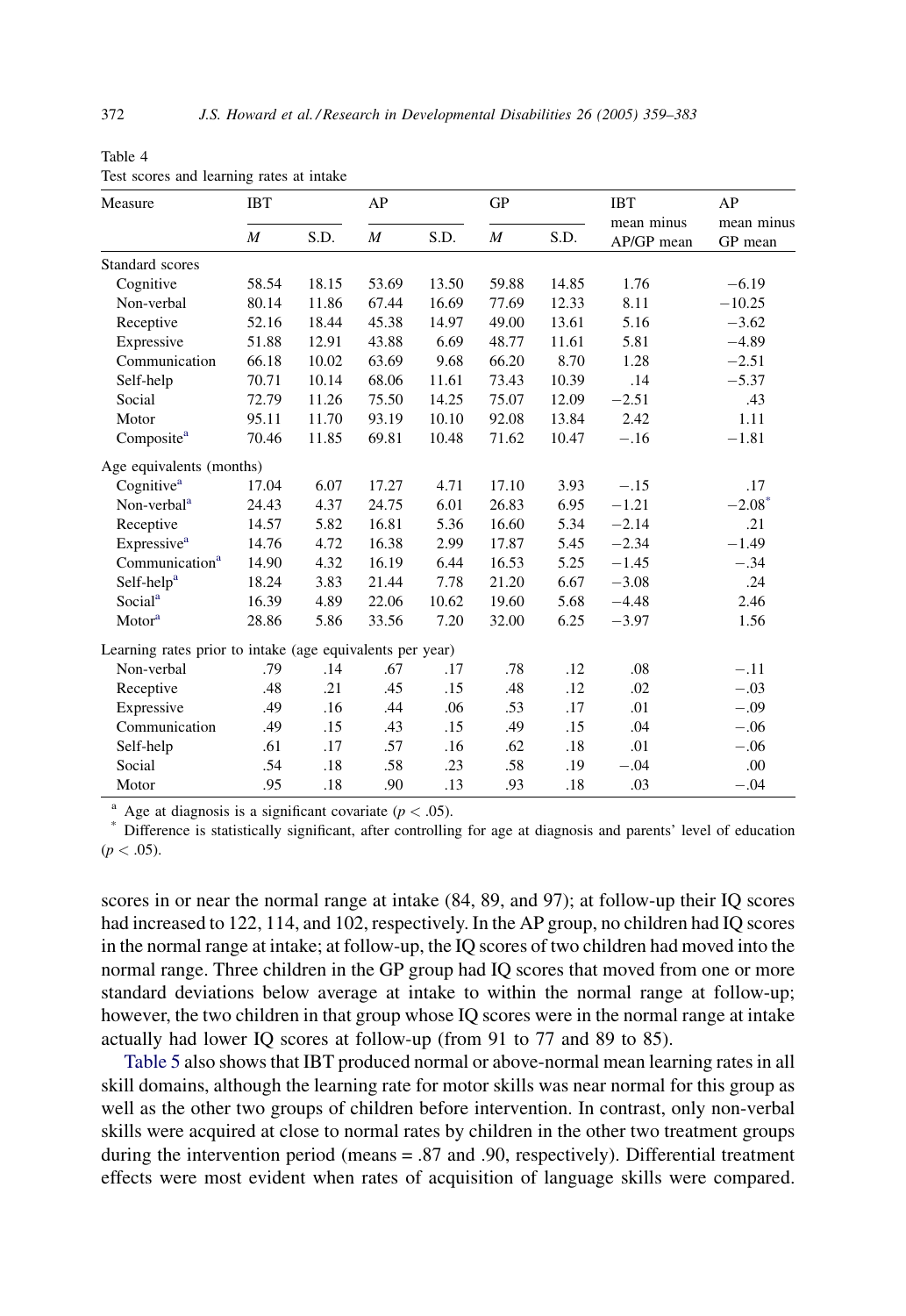Table 4
Test scores and learning rates at intake

| Measure | IBT | | AP | | GP | | IBT mean minus AP/GP mean | AP mean minus GP mean |
|---|---|---|---|---|---|---|---|---|
| | *M* | S.D. | *M* | S.D. | *M* | S.D. | | |
| Standard scores | | | | | | | | |
| Cognitive | 58.54 | 18.15 | 53.69 | 13.50 | 59.88 | 14.85 | 1.76 | −6.19 |
| Non-verbal | 80.14 | 11.86 | 67.44 | 16.69 | 77.69 | 12.33 | 8.11 | −10.25 |
| Receptive | 52.16 | 18.44 | 45.38 | 14.97 | 49.00 | 13.61 | 5.16 | −3.62 |
| Expressive | 51.88 | 12.91 | 43.88 | 6.69 | 48.77 | 11.61 | 5.81 | −4.89 |
| Communication | 66.18 | 10.02 | 63.69 | 9.68 | 66.20 | 8.70 | 1.28 | −2.51 |
| Self-help | 70.71 | 10.14 | 68.06 | 11.61 | 73.43 | 10.39 | .14 | −5.37 |
| Social | 72.79 | 11.26 | 75.50 | 14.25 | 75.07 | 12.09 | −2.51 | .43 |
| Motor | 95.11 | 11.70 | 93.19 | 10.10 | 92.08 | 13.84 | 2.42 | 1.11 |
| Composite[a] | 70.46 | 11.85 | 69.81 | 10.48 | 71.62 | 10.47 | −.16 | −1.81 |
| Age equivalents (months) | | | | | | | | |
| Cognitive[a] | 17.04 | 6.07 | 17.27 | 4.71 | 17.10 | 3.93 | −.15 | .17 |
| Non-verbal[a] | 24.43 | 4.37 | 24.75 | 6.01 | 26.83 | 6.95 | −1.21 | −2.08* |
| Receptive | 14.57 | 5.82 | 16.81 | 5.36 | 16.60 | 5.34 | −2.14 | .21 |
| Expressive[a] | 14.76 | 4.72 | 16.38 | 2.99 | 17.87 | 5.45 | −2.34 | −1.49 |
| Communication[a] | 14.90 | 4.32 | 16.19 | 6.44 | 16.53 | 5.25 | −1.45 | −.34 |
| Self-help[a] | 18.24 | 3.83 | 21.44 | 7.78 | 21.20 | 6.67 | −3.08 | .24 |
| Social[a] | 16.39 | 4.89 | 22.06 | 10.62 | 19.60 | 5.68 | −4.48 | 2.46 |
| Motor[a] | 28.86 | 5.86 | 33.56 | 7.20 | 32.00 | 6.25 | −3.97 | 1.56 |
| Learning rates prior to intake (age equivalents per year) | | | | | | | | |
| Non-verbal | .79 | .14 | .67 | .17 | .78 | .12 | .08 | −.11 |
| Receptive | .48 | .21 | .45 | .15 | .48 | .12 | .02 | −.03 |
| Expressive | .49 | .16 | .44 | .06 | .53 | .17 | .01 | −.09 |
| Communication | .49 | .15 | .43 | .15 | .49 | .15 | .04 | −.06 |
| Self-help | .61 | .17 | .57 | .16 | .62 | .18 | .01 | −.06 |
| Social | .54 | .18 | .58 | .23 | .58 | .19 | −.04 | .00 |
| Motor | .95 | .18 | .90 | .13 | .93 | .18 | .03 | −.04 |

[a] Age at diagnosis is a significant covariate ($p < .05$).
\* Difference is statistically significant, after controlling for age at diagnosis and parents' level of education ($p < .05$).

scores in or near the normal range at intake (84, 89, and 97); at follow-up their IQ scores had increased to 122, 114, and 102, respectively. In the AP group, no children had IQ scores in the normal range at intake; at follow-up, the IQ scores of two children had moved into the normal range. Three children in the GP group had IQ scores that moved from one or more standard deviations below average at intake to within the normal range at follow-up; however, the two children in that group whose IQ scores were in the normal range at intake actually had lower IQ scores at follow-up (from 91 to 77 and 89 to 85).

Table 5 also shows that IBT produced normal or above-normal mean learning rates in all skill domains, although the learning rate for motor skills was near normal for this group as well as the other two groups of children before intervention. In contrast, only non-verbal skills were acquired at close to normal rates by children in the other two treatment groups during the intervention period (means = .87 and .90, respectively). Differential treatment effects were most evident when rates of acquisition of language skills were compared.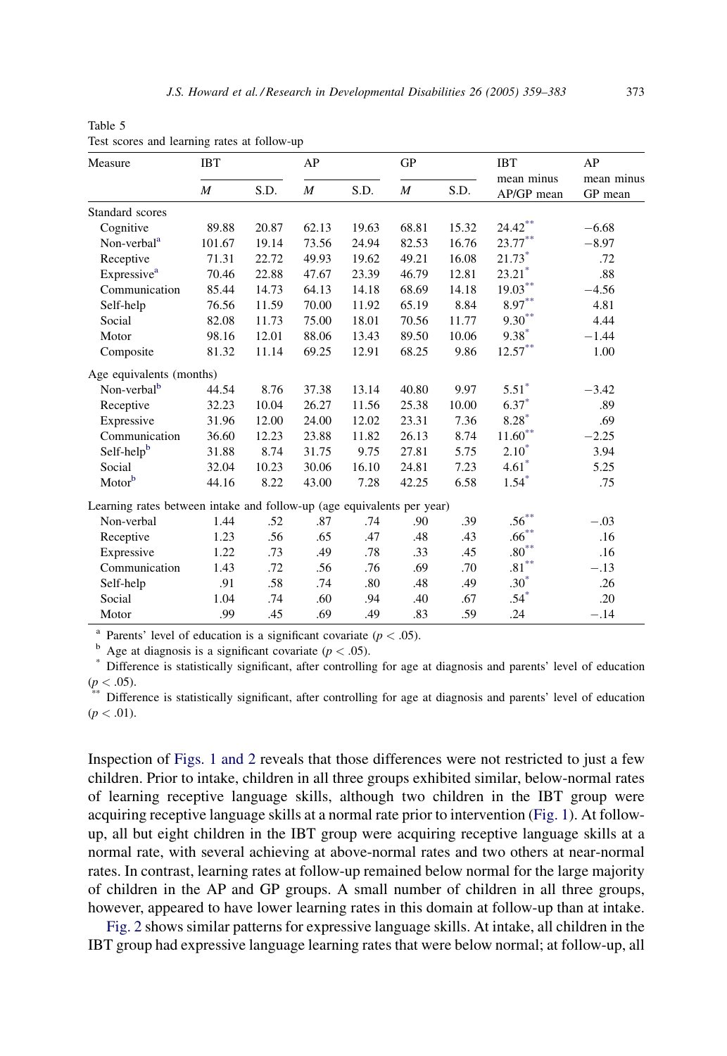Table 5
Test scores and learning rates at follow-up

| Measure | IBT | | AP | | GP | | IBT mean minus AP/GP mean | AP mean minus GP mean |
|---|---|---|---|---|---|---|---|---|
| | *M* | S.D. | *M* | S.D. | *M* | S.D. | | |
| Standard scores | | | | | | | | |
| Cognitive | 89.88 | 20.87 | 62.13 | 19.63 | 68.81 | 15.32 | 24.42** | −6.68 |
| Non-verbal[a] | 101.67 | 19.14 | 73.56 | 24.94 | 82.53 | 16.76 | 23.77** | −8.97 |
| Receptive | 71.31 | 22.72 | 49.93 | 19.62 | 49.21 | 16.08 | 21.73* | .72 |
| Expressive[a] | 70.46 | 22.88 | 47.67 | 23.39 | 46.79 | 12.81 | 23.21* | .88 |
| Communication | 85.44 | 14.73 | 64.13 | 14.18 | 68.69 | 14.18 | 19.03** | −4.56 |
| Self-help | 76.56 | 11.59 | 70.00 | 11.92 | 65.19 | 8.84 | 8.97** | 4.81 |
| Social | 82.08 | 11.73 | 75.00 | 18.01 | 70.56 | 11.77 | 9.30** | 4.44 |
| Motor | 98.16 | 12.01 | 88.06 | 13.43 | 89.50 | 10.06 | 9.38* | −1.44 |
| Composite | 81.32 | 11.14 | 69.25 | 12.91 | 68.25 | 9.86 | 12.57** | 1.00 |
| Age equivalents (months) | | | | | | | | |
| Non-verbal[b] | 44.54 | 8.76 | 37.38 | 13.14 | 40.80 | 9.97 | 5.51* | −3.42 |
| Receptive | 32.23 | 10.04 | 26.27 | 11.56 | 25.38 | 10.00 | 6.37* | .89 |
| Expressive | 31.96 | 12.00 | 24.00 | 12.02 | 23.31 | 7.36 | 8.28* | .69 |
| Communication | 36.60 | 12.23 | 23.88 | 11.82 | 26.13 | 8.74 | 11.60** | −2.25 |
| Self-help[b] | 31.88 | 8.74 | 31.75 | 9.75 | 27.81 | 5.75 | 2.10* | 3.94 |
| Social | 32.04 | 10.23 | 30.06 | 16.10 | 24.81 | 7.23 | 4.61* | 5.25 |
| Motor[b] | 44.16 | 8.22 | 43.00 | 7.28 | 42.25 | 6.58 | 1.54* | .75 |
| Learning rates between intake and follow-up (age equivalents per year) | | | | | | | | |
| Non-verbal | 1.44 | .52 | .87 | .74 | .90 | .39 | .56** | −.03 |
| Receptive | 1.23 | .56 | .65 | .47 | .48 | .43 | .66** | .16 |
| Expressive | 1.22 | .73 | .49 | .78 | .33 | .45 | .80** | .16 |
| Communication | 1.43 | .72 | .56 | .76 | .69 | .70 | .81** | −.13 |
| Self-help | .91 | .58 | .74 | .80 | .48 | .49 | .30* | .26 |
| Social | 1.04 | .74 | .60 | .94 | .40 | .67 | .54* | .20 |
| Motor | .99 | .45 | .69 | .49 | .83 | .59 | .24 | −.14 |

[a] Parents' level of education is a significant covariate ($p < .05$).

[b] Age at diagnosis is a significant covariate ($p < .05$).

* Difference is statistically significant, after controlling for age at diagnosis and parents' level of education ($p < .05$).

** Difference is statistically significant, after controlling for age at diagnosis and parents' level of education ($p < .01$).

Inspection of Figs. 1 and 2 reveals that those differences were not restricted to just a few children. Prior to intake, children in all three groups exhibited similar, below-normal rates of learning receptive language skills, although two children in the IBT group were acquiring receptive language skills at a normal rate prior to intervention (Fig. 1). At follow-up, all but eight children in the IBT group were acquiring receptive language skills at a normal rate, with several achieving at above-normal rates and two others at near-normal rates. In contrast, learning rates at follow-up remained below normal for the large majority of children in the AP and GP groups. A small number of children in all three groups, however, appeared to have lower learning rates in this domain at follow-up than at intake.

Fig. 2 shows similar patterns for expressive language skills. At intake, all children in the IBT group had expressive language learning rates that were below normal; at follow-up, all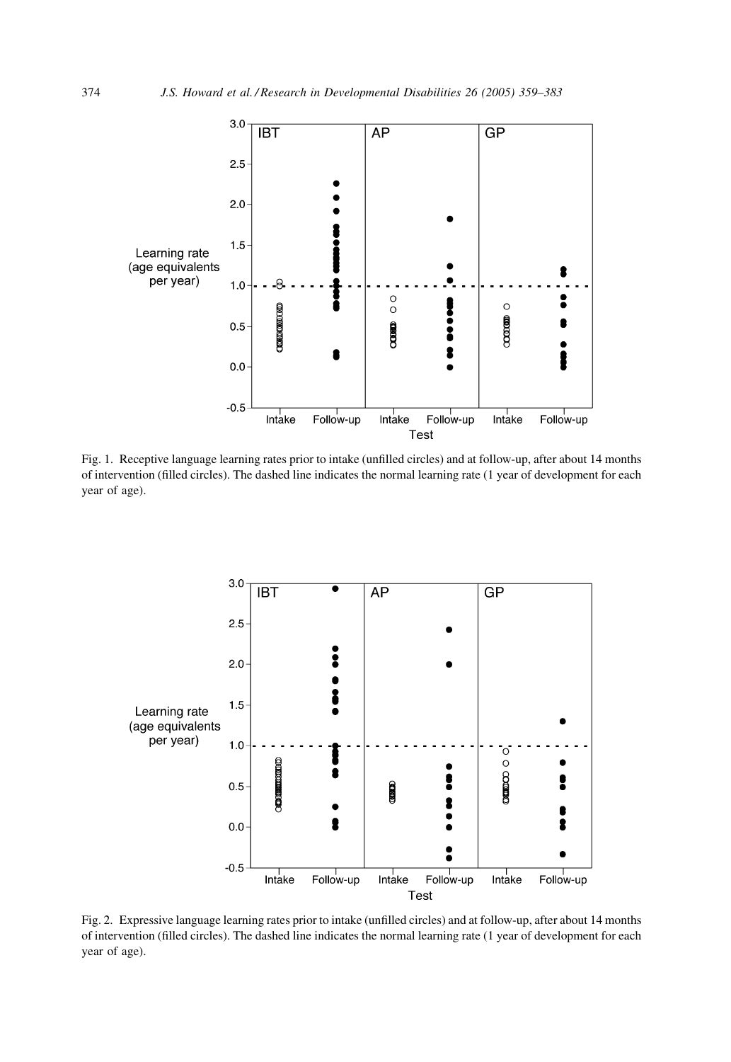Fig. 1. Receptive language learning rates prior to intake (unfilled circles) and at follow-up, after about 14 months of intervention (filled circles). The dashed line indicates the normal learning rate (1 year of development for each year of age).

Fig. 2. Expressive language learning rates prior to intake (unfilled circles) and at follow-up, after about 14 months of intervention (filled circles). The dashed line indicates the normal learning rate (1 year of development for each year of age).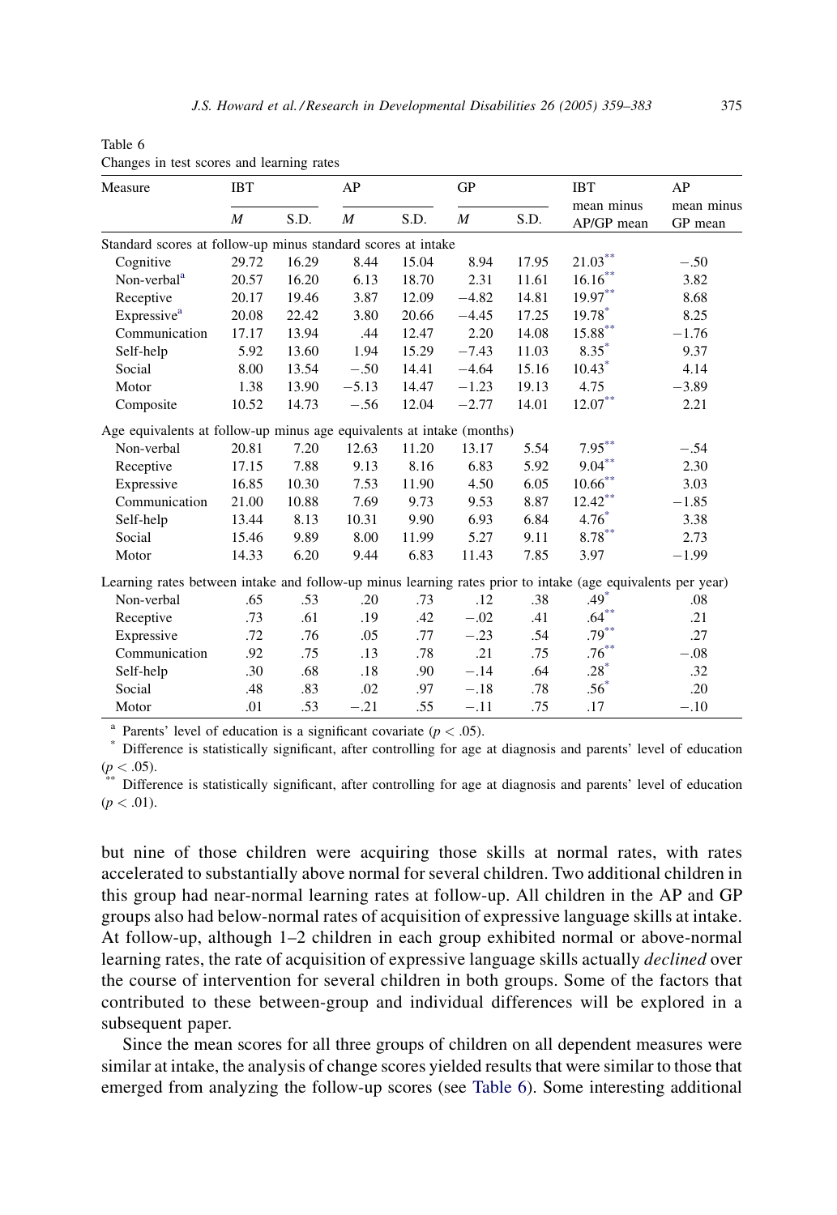Table 6
Changes in test scores and learning rates

| Measure | IBT | | AP | | GP | | IBT | AP |
|---|---|---|---|---|---|---|---|---|
| | *M* | S.D. | *M* | S.D. | *M* | S.D. | mean minus AP/GP mean | mean minus GP mean |
| Standard scores at follow-up minus standard scores at intake | | | | | | | | |
| Cognitive | 29.72 | 16.29 | 8.44 | 15.04 | 8.94 | 17.95 | 21.03** | −.50 |
| Non-verbal[a] | 20.57 | 16.20 | 6.13 | 18.70 | 2.31 | 11.61 | 16.16** | 3.82 |
| Receptive | 20.17 | 19.46 | 3.87 | 12.09 | −4.82 | 14.81 | 19.97** | 8.68 |
| Expressive[a] | 20.08 | 22.42 | 3.80 | 20.66 | −4.45 | 17.25 | 19.78* | 8.25 |
| Communication | 17.17 | 13.94 | .44 | 12.47 | 2.20 | 14.08 | 15.88** | −1.76 |
| Self-help | 5.92 | 13.60 | 1.94 | 15.29 | −7.43 | 11.03 | 8.35* | 9.37 |
| Social | 8.00 | 13.54 | −.50 | 14.41 | −4.64 | 15.16 | 10.43* | 4.14 |
| Motor | 1.38 | 13.90 | −5.13 | 14.47 | −1.23 | 19.13 | 4.75 | −3.89 |
| Composite | 10.52 | 14.73 | −.56 | 12.04 | −2.77 | 14.01 | 12.07** | 2.21 |
| Age equivalents at follow-up minus age equivalents at intake (months) | | | | | | | | |
| Non-verbal | 20.81 | 7.20 | 12.63 | 11.20 | 13.17 | 5.54 | 7.95** | −.54 |
| Receptive | 17.15 | 7.88 | 9.13 | 8.16 | 6.83 | 5.92 | 9.04** | 2.30 |
| Expressive | 16.85 | 10.30 | 7.53 | 11.90 | 4.50 | 6.05 | 10.66** | 3.03 |
| Communication | 21.00 | 10.88 | 7.69 | 9.73 | 9.53 | 8.87 | 12.42** | −1.85 |
| Self-help | 13.44 | 8.13 | 10.31 | 9.90 | 6.93 | 6.84 | 4.76* | 3.38 |
| Social | 15.46 | 9.89 | 8.00 | 11.99 | 5.27 | 9.11 | 8.78** | 2.73 |
| Motor | 14.33 | 6.20 | 9.44 | 6.83 | 11.43 | 7.85 | 3.97 | −1.99 |
| Learning rates between intake and follow-up minus learning rates prior to intake (age equivalents per year) | | | | | | | | |
| Non-verbal | .65 | .53 | .20 | .73 | .12 | .38 | .49* | .08 |
| Receptive | .73 | .61 | .19 | .42 | −.02 | .41 | .64** | .21 |
| Expressive | .72 | .76 | .05 | .77 | −.23 | .54 | .79** | .27 |
| Communication | .92 | .75 | .13 | .78 | .21 | .75 | .76** | −.08 |
| Self-help | .30 | .68 | .18 | .90 | −.14 | .64 | .28* | .32 |
| Social | .48 | .83 | .02 | .97 | −.18 | .78 | .56* | .20 |
| Motor | .01 | .53 | −.21 | .55 | −.11 | .75 | .17 | −.10 |

[a] Parents' level of education is a significant covariate ($p < .05$).

\* Difference is statistically significant, after controlling for age at diagnosis and parents' level of education ($p < .05$).

\*\* Difference is statistically significant, after controlling for age at diagnosis and parents' level of education ($p < .01$).

but nine of those children were acquiring those skills at normal rates, with rates accelerated to substantially above normal for several children. Two additional children in this group had near-normal learning rates at follow-up. All children in the AP and GP groups also had below-normal rates of acquisition of expressive language skills at intake. At follow-up, although 1–2 children in each group exhibited normal or above-normal learning rates, the rate of acquisition of expressive language skills actually *declined* over the course of intervention for several children in both groups. Some of the factors that contributed to these between-group and individual differences will be explored in a subsequent paper.

Since the mean scores for all three groups of children on all dependent measures were similar at intake, the analysis of change scores yielded results that were similar to those that emerged from analyzing the follow-up scores (see Table 6). Some interesting additional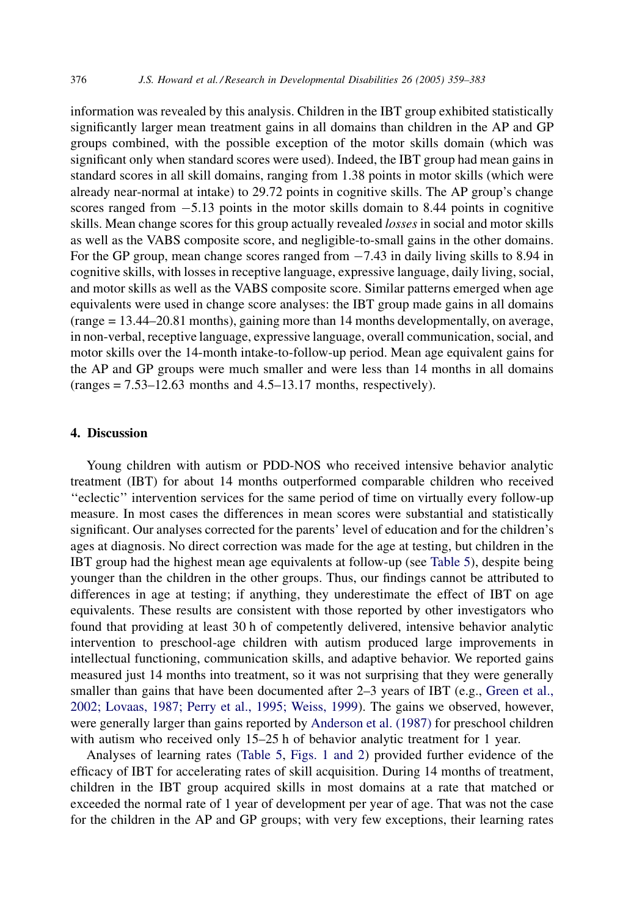information was revealed by this analysis. Children in the IBT group exhibited statistically significantly larger mean treatment gains in all domains than children in the AP and GP groups combined, with the possible exception of the motor skills domain (which was significant only when standard scores were used). Indeed, the IBT group had mean gains in standard scores in all skill domains, ranging from 1.38 points in motor skills (which were already near-normal at intake) to 29.72 points in cognitive skills. The AP group's change scores ranged from −5.13 points in the motor skills domain to 8.44 points in cognitive skills. Mean change scores for this group actually revealed *losses* in social and motor skills as well as the VABS composite score, and negligible-to-small gains in the other domains. For the GP group, mean change scores ranged from −7.43 in daily living skills to 8.94 in cognitive skills, with losses in receptive language, expressive language, daily living, social, and motor skills as well as the VABS composite score. Similar patterns emerged when age equivalents were used in change score analyses: the IBT group made gains in all domains (range = 13.44–20.81 months), gaining more than 14 months developmentally, on average, in non-verbal, receptive language, expressive language, overall communication, social, and motor skills over the 14-month intake-to-follow-up period. Mean age equivalent gains for the AP and GP groups were much smaller and were less than 14 months in all domains (ranges = 7.53–12.63 months and 4.5–13.17 months, respectively).

## 4. Discussion

Young children with autism or PDD-NOS who received intensive behavior analytic treatment (IBT) for about 14 months outperformed comparable children who received "eclectic" intervention services for the same period of time on virtually every follow-up measure. In most cases the differences in mean scores were substantial and statistically significant. Our analyses corrected for the parents' level of education and for the children's ages at diagnosis. No direct correction was made for the age at testing, but children in the IBT group had the highest mean age equivalents at follow-up (see Table 5), despite being younger than the children in the other groups. Thus, our findings cannot be attributed to differences in age at testing; if anything, they underestimate the effect of IBT on age equivalents. These results are consistent with those reported by other investigators who found that providing at least 30 h of competently delivered, intensive behavior analytic intervention to preschool-age children with autism produced large improvements in intellectual functioning, communication skills, and adaptive behavior. We reported gains measured just 14 months into treatment, so it was not surprising that they were generally smaller than gains that have been documented after 2–3 years of IBT (e.g., Green et al., 2002; Lovaas, 1987; Perry et al., 1995; Weiss, 1999). The gains we observed, however, were generally larger than gains reported by Anderson et al. (1987) for preschool children with autism who received only 15–25 h of behavior analytic treatment for 1 year.

Analyses of learning rates (Table 5, Figs. 1 and 2) provided further evidence of the efficacy of IBT for accelerating rates of skill acquisition. During 14 months of treatment, children in the IBT group acquired skills in most domains at a rate that matched or exceeded the normal rate of 1 year of development per year of age. That was not the case for the children in the AP and GP groups; with very few exceptions, their learning rates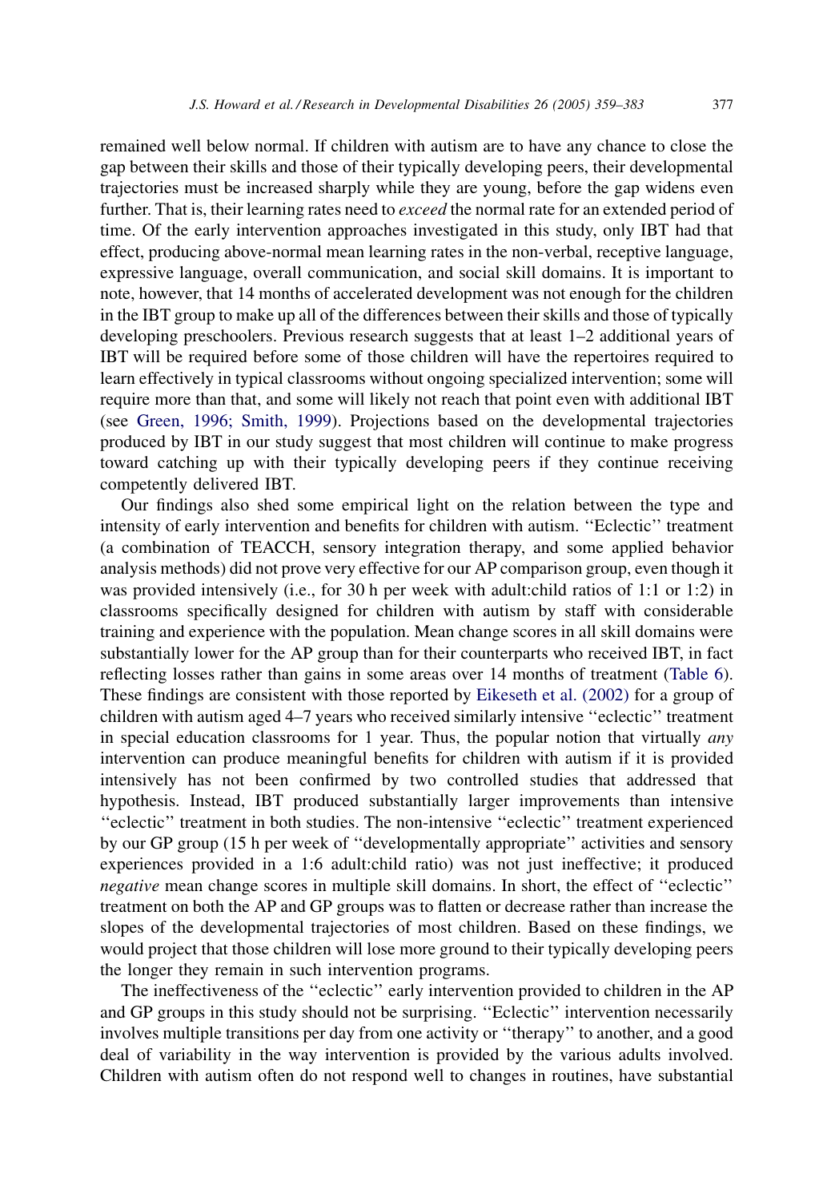remained well below normal. If children with autism are to have any chance to close the gap between their skills and those of their typically developing peers, their developmental trajectories must be increased sharply while they are young, before the gap widens even further. That is, their learning rates need to *exceed* the normal rate for an extended period of time. Of the early intervention approaches investigated in this study, only IBT had that effect, producing above-normal mean learning rates in the non-verbal, receptive language, expressive language, overall communication, and social skill domains. It is important to note, however, that 14 months of accelerated development was not enough for the children in the IBT group to make up all of the differences between their skills and those of typically developing preschoolers. Previous research suggests that at least 1–2 additional years of IBT will be required before some of those children will have the repertoires required to learn effectively in typical classrooms without ongoing specialized intervention; some will require more than that, and some will likely not reach that point even with additional IBT (see Green, 1996; Smith, 1999). Projections based on the developmental trajectories produced by IBT in our study suggest that most children will continue to make progress toward catching up with their typically developing peers if they continue receiving competently delivered IBT.

Our findings also shed some empirical light on the relation between the type and intensity of early intervention and benefits for children with autism. ''Eclectic'' treatment (a combination of TEACCH, sensory integration therapy, and some applied behavior analysis methods) did not prove very effective for our AP comparison group, even though it was provided intensively (i.e., for 30 h per week with adult:child ratios of 1:1 or 1:2) in classrooms specifically designed for children with autism by staff with considerable training and experience with the population. Mean change scores in all skill domains were substantially lower for the AP group than for their counterparts who received IBT, in fact reflecting losses rather than gains in some areas over 14 months of treatment (Table 6). These findings are consistent with those reported by Eikeseth et al. (2002) for a group of children with autism aged 4–7 years who received similarly intensive ''eclectic'' treatment in special education classrooms for 1 year. Thus, the popular notion that virtually *any* intervention can produce meaningful benefits for children with autism if it is provided intensively has not been confirmed by two controlled studies that addressed that hypothesis. Instead, IBT produced substantially larger improvements than intensive ''eclectic'' treatment in both studies. The non-intensive ''eclectic'' treatment experienced by our GP group (15 h per week of ''developmentally appropriate'' activities and sensory experiences provided in a 1:6 adult:child ratio) was not just ineffective; it produced *negative* mean change scores in multiple skill domains. In short, the effect of ''eclectic'' treatment on both the AP and GP groups was to flatten or decrease rather than increase the slopes of the developmental trajectories of most children. Based on these findings, we would project that those children will lose more ground to their typically developing peers the longer they remain in such intervention programs.

The ineffectiveness of the ''eclectic'' early intervention provided to children in the AP and GP groups in this study should not be surprising. ''Eclectic'' intervention necessarily involves multiple transitions per day from one activity or ''therapy'' to another, and a good deal of variability in the way intervention is provided by the various adults involved. Children with autism often do not respond well to changes in routines, have substantial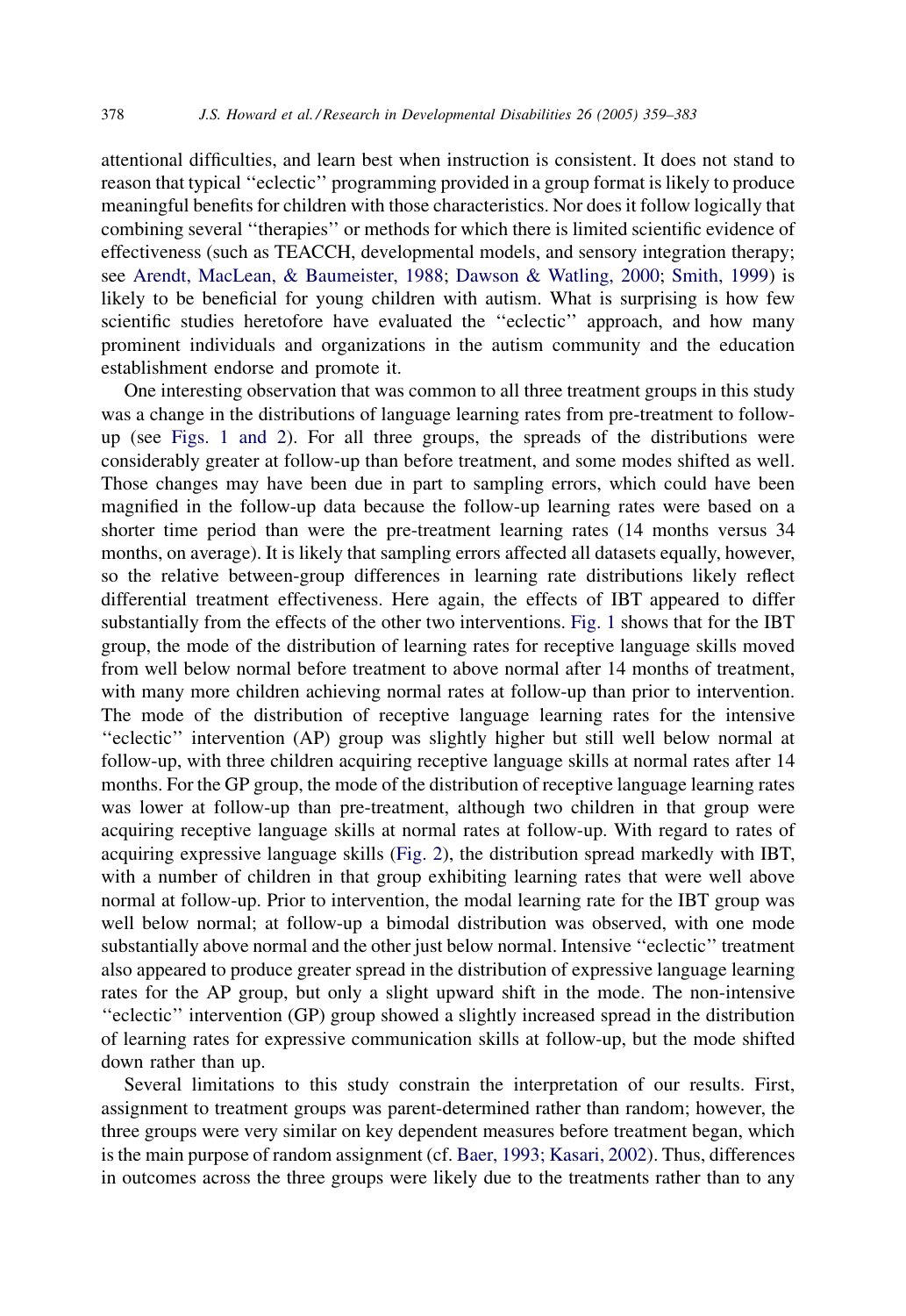attentional difficulties, and learn best when instruction is consistent. It does not stand to reason that typical ''eclectic'' programming provided in a group format is likely to produce meaningful benefits for children with those characteristics. Nor does it follow logically that combining several ''therapies'' or methods for which there is limited scientific evidence of effectiveness (such as TEACCH, developmental models, and sensory integration therapy; see Arendt, MacLean, & Baumeister, 1988; Dawson & Watling, 2000; Smith, 1999) is likely to be beneficial for young children with autism. What is surprising is how few scientific studies heretofore have evaluated the ''eclectic'' approach, and how many prominent individuals and organizations in the autism community and the education establishment endorse and promote it.

One interesting observation that was common to all three treatment groups in this study was a change in the distributions of language learning rates from pre-treatment to follow-up (see Figs. 1 and 2). For all three groups, the spreads of the distributions were considerably greater at follow-up than before treatment, and some modes shifted as well. Those changes may have been due in part to sampling errors, which could have been magnified in the follow-up data because the follow-up learning rates were based on a shorter time period than were the pre-treatment learning rates (14 months versus 34 months, on average). It is likely that sampling errors affected all datasets equally, however, so the relative between-group differences in learning rate distributions likely reflect differential treatment effectiveness. Here again, the effects of IBT appeared to differ substantially from the effects of the other two interventions. Fig. 1 shows that for the IBT group, the mode of the distribution of learning rates for receptive language skills moved from well below normal before treatment to above normal after 14 months of treatment, with many more children achieving normal rates at follow-up than prior to intervention. The mode of the distribution of receptive language learning rates for the intensive ''eclectic'' intervention (AP) group was slightly higher but still well below normal at follow-up, with three children acquiring receptive language skills at normal rates after 14 months. For the GP group, the mode of the distribution of receptive language learning rates was lower at follow-up than pre-treatment, although two children in that group were acquiring receptive language skills at normal rates at follow-up. With regard to rates of acquiring expressive language skills (Fig. 2), the distribution spread markedly with IBT, with a number of children in that group exhibiting learning rates that were well above normal at follow-up. Prior to intervention, the modal learning rate for the IBT group was well below normal; at follow-up a bimodal distribution was observed, with one mode substantially above normal and the other just below normal. Intensive ''eclectic'' treatment also appeared to produce greater spread in the distribution of expressive language learning rates for the AP group, but only a slight upward shift in the mode. The non-intensive ''eclectic'' intervention (GP) group showed a slightly increased spread in the distribution of learning rates for expressive communication skills at follow-up, but the mode shifted down rather than up.

Several limitations to this study constrain the interpretation of our results. First, assignment to treatment groups was parent-determined rather than random; however, the three groups were very similar on key dependent measures before treatment began, which is the main purpose of random assignment (cf. Baer, 1993; Kasari, 2002). Thus, differences in outcomes across the three groups were likely due to the treatments rather than to any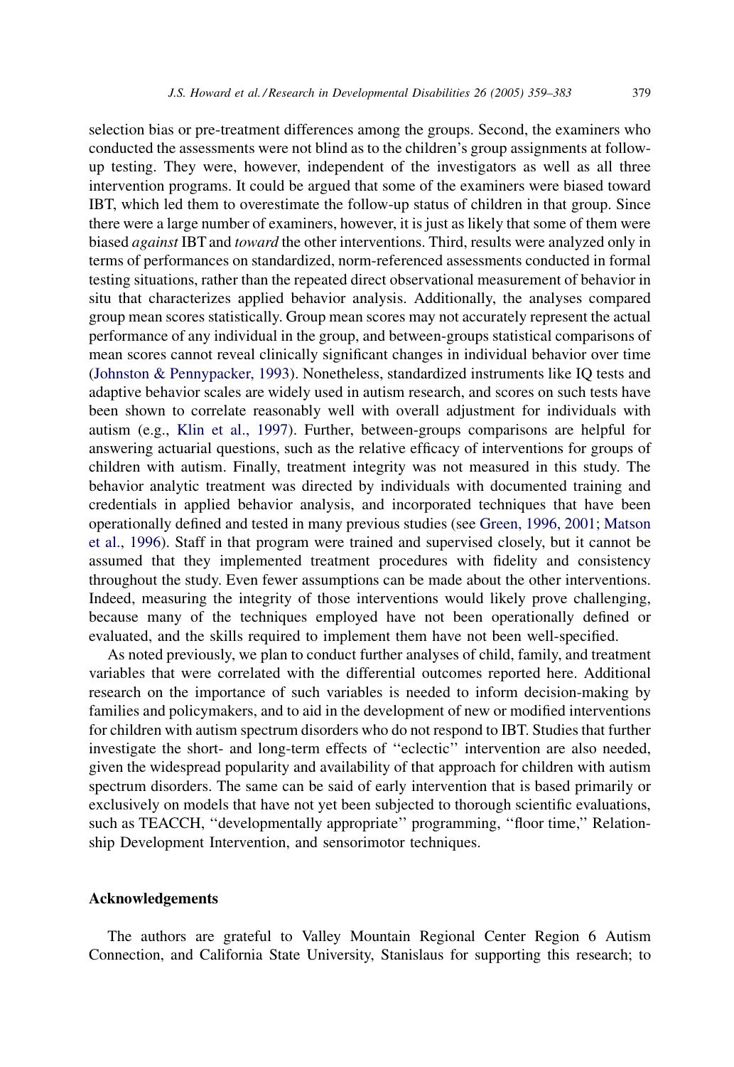selection bias or pre-treatment differences among the groups. Second, the examiners who conducted the assessments were not blind as to the children's group assignments at follow-up testing. They were, however, independent of the investigators as well as all three intervention programs. It could be argued that some of the examiners were biased toward IBT, which led them to overestimate the follow-up status of children in that group. Since there were a large number of examiners, however, it is just as likely that some of them were biased *against* IBT and *toward* the other interventions. Third, results were analyzed only in terms of performances on standardized, norm-referenced assessments conducted in formal testing situations, rather than the repeated direct observational measurement of behavior in situ that characterizes applied behavior analysis. Additionally, the analyses compared group mean scores statistically. Group mean scores may not accurately represent the actual performance of any individual in the group, and between-groups statistical comparisons of mean scores cannot reveal clinically significant changes in individual behavior over time (Johnston & Pennypacker, 1993). Nonetheless, standardized instruments like IQ tests and adaptive behavior scales are widely used in autism research, and scores on such tests have been shown to correlate reasonably well with overall adjustment for individuals with autism (e.g., Klin et al., 1997). Further, between-groups comparisons are helpful for answering actuarial questions, such as the relative efficacy of interventions for groups of children with autism. Finally, treatment integrity was not measured in this study. The behavior analytic treatment was directed by individuals with documented training and credentials in applied behavior analysis, and incorporated techniques that have been operationally defined and tested in many previous studies (see Green, 1996, 2001; Matson et al., 1996). Staff in that program were trained and supervised closely, but it cannot be assumed that they implemented treatment procedures with fidelity and consistency throughout the study. Even fewer assumptions can be made about the other interventions. Indeed, measuring the integrity of those interventions would likely prove challenging, because many of the techniques employed have not been operationally defined or evaluated, and the skills required to implement them have not been well-specified.

As noted previously, we plan to conduct further analyses of child, family, and treatment variables that were correlated with the differential outcomes reported here. Additional research on the importance of such variables is needed to inform decision-making by families and policymakers, and to aid in the development of new or modified interventions for children with autism spectrum disorders who do not respond to IBT. Studies that further investigate the short- and long-term effects of "eclectic" intervention are also needed, given the widespread popularity and availability of that approach for children with autism spectrum disorders. The same can be said of early intervention that is based primarily or exclusively on models that have not yet been subjected to thorough scientific evaluations, such as TEACCH, "developmentally appropriate" programming, "floor time," Relationship Development Intervention, and sensorimotor techniques.

## Acknowledgements

The authors are grateful to Valley Mountain Regional Center Region 6 Autism Connection, and California State University, Stanislaus for supporting this research; to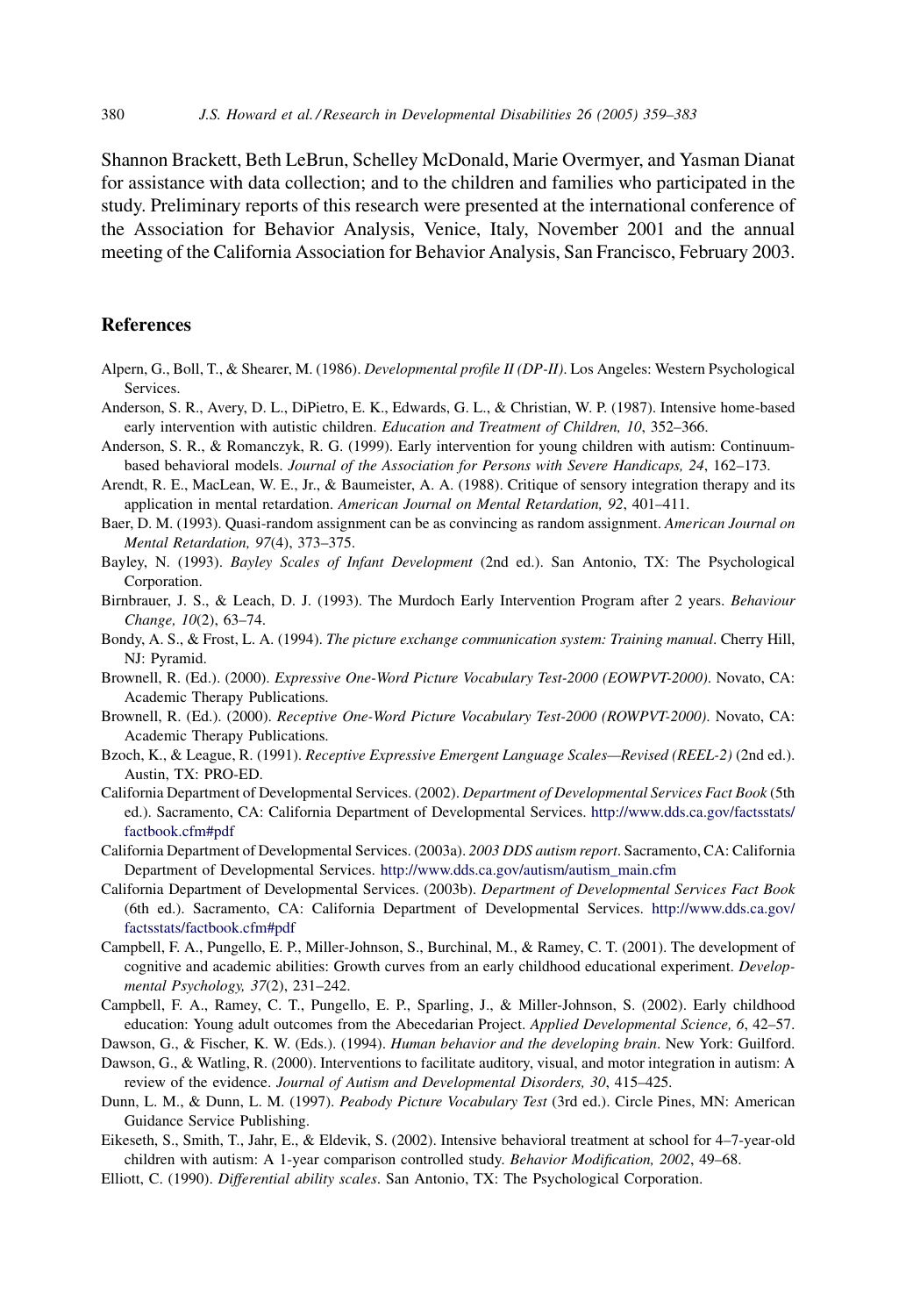Shannon Brackett, Beth LeBrun, Schelley McDonald, Marie Overmyer, and Yasman Dianat for assistance with data collection; and to the children and families who participated in the study. Preliminary reports of this research were presented at the international conference of the Association for Behavior Analysis, Venice, Italy, November 2001 and the annual meeting of the California Association for Behavior Analysis, San Francisco, February 2003.

## References

Alpern, G., Boll, T., & Shearer, M. (1986). *Developmental profile II (DP-II)*. Los Angeles: Western Psychological Services.

Anderson, S. R., Avery, D. L., DiPietro, E. K., Edwards, G. L., & Christian, W. P. (1987). Intensive home-based early intervention with autistic children. *Education and Treatment of Children, 10*, 352–366.

Anderson, S. R., & Romanczyk, R. G. (1999). Early intervention for young children with autism: Continuum-based behavioral models. *Journal of the Association for Persons with Severe Handicaps, 24*, 162–173.

Arendt, R. E., MacLean, W. E., Jr., & Baumeister, A. A. (1988). Critique of sensory integration therapy and its application in mental retardation. *American Journal on Mental Retardation, 92*, 401–411.

Baer, D. M. (1993). Quasi-random assignment can be as convincing as random assignment. *American Journal on Mental Retardation, 97*(4), 373–375.

Bayley, N. (1993). *Bayley Scales of Infant Development* (2nd ed.). San Antonio, TX: The Psychological Corporation.

Birnbrauer, J. S., & Leach, D. J. (1993). The Murdoch Early Intervention Program after 2 years. *Behaviour Change, 10*(2), 63–74.

Bondy, A. S., & Frost, L. A. (1994). *The picture exchange communication system: Training manual*. Cherry Hill, NJ: Pyramid.

Brownell, R. (Ed.). (2000). *Expressive One-Word Picture Vocabulary Test-2000 (EOWPVT-2000)*. Novato, CA: Academic Therapy Publications.

Brownell, R. (Ed.). (2000). *Receptive One-Word Picture Vocabulary Test-2000 (ROWPVT-2000)*. Novato, CA: Academic Therapy Publications.

Bzoch, K., & League, R. (1991). *Receptive Expressive Emergent Language Scales—Revised (REEL-2)* (2nd ed.). Austin, TX: PRO-ED.

California Department of Developmental Services. (2002). *Department of Developmental Services Fact Book* (5th ed.). Sacramento, CA: California Department of Developmental Services. http://www.dds.ca.gov/factsstats/factbook.cfm#pdf

California Department of Developmental Services. (2003a). *2003 DDS autism report*. Sacramento, CA: California Department of Developmental Services. http://www.dds.ca.gov/autism/autism_main.cfm

California Department of Developmental Services. (2003b). *Department of Developmental Services Fact Book* (6th ed.). Sacramento, CA: California Department of Developmental Services. http://www.dds.ca.gov/factsstats/factbook.cfm#pdf

Campbell, F. A., Pungello, E. P., Miller-Johnson, S., Burchinal, M., & Ramey, C. T. (2001). The development of cognitive and academic abilities: Growth curves from an early childhood educational experiment. *Developmental Psychology, 37*(2), 231–242.

Campbell, F. A., Ramey, C. T., Pungello, E. P., Sparling, J., & Miller-Johnson, S. (2002). Early childhood education: Young adult outcomes from the Abecedarian Project. *Applied Developmental Science, 6*, 42–57.

Dawson, G., & Fischer, K. W. (Eds.). (1994). *Human behavior and the developing brain*. New York: Guilford.

Dawson, G., & Watling, R. (2000). Interventions to facilitate auditory, visual, and motor integration in autism: A review of the evidence. *Journal of Autism and Developmental Disorders, 30*, 415–425.

Dunn, L. M., & Dunn, L. M. (1997). *Peabody Picture Vocabulary Test* (3rd ed.). Circle Pines, MN: American Guidance Service Publishing.

Eikeseth, S., Smith, T., Jahr, E., & Eldevik, S. (2002). Intensive behavioral treatment at school for 4–7-year-old children with autism: A 1-year comparison controlled study. *Behavior Modification, 2002*, 49–68.

Elliott, C. (1990). *Differential ability scales*. San Antonio, TX: The Psychological Corporation.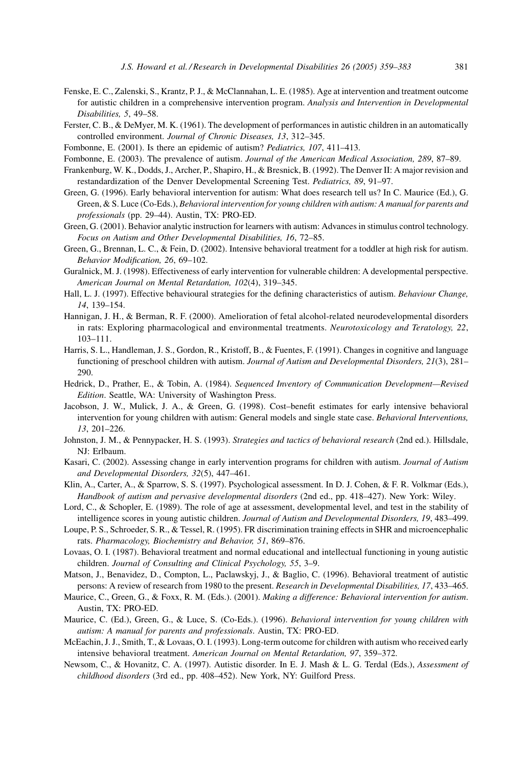Fenske, E. C., Zalenski, S., Krantz, P. J., & McClannahan, L. E. (1985). Age at intervention and treatment outcome for autistic children in a comprehensive intervention program. *Analysis and Intervention in Developmental Disabilities, 5*, 49–58.

Ferster, C. B., & DeMyer, M. K. (1961). The development of performances in autistic children in an automatically controlled environment. *Journal of Chronic Diseases, 13*, 312–345.

Fombonne, E. (2001). Is there an epidemic of autism? *Pediatrics, 107*, 411–413.

Fombonne, E. (2003). The prevalence of autism. *Journal of the American Medical Association, 289*, 87–89.

Frankenburg, W. K., Dodds, J., Archer, P., Shapiro, H., & Bresnick, B. (1992). The Denver II: A major revision and restandardization of the Denver Developmental Screening Test. *Pediatrics, 89*, 91–97.

Green, G. (1996). Early behavioral intervention for autism: What does research tell us? In C. Maurice (Ed.), G. Green, & S. Luce (Co-Eds.), *Behavioral intervention for young children with autism: A manual for parents and professionals* (pp. 29–44). Austin, TX: PRO-ED.

Green, G. (2001). Behavior analytic instruction for learners with autism: Advances in stimulus control technology. *Focus on Autism and Other Developmental Disabilities, 16*, 72–85.

Green, G., Brennan, L. C., & Fein, D. (2002). Intensive behavioral treatment for a toddler at high risk for autism. *Behavior Modification, 26*, 69–102.

Guralnick, M. J. (1998). Effectiveness of early intervention for vulnerable children: A developmental perspective. *American Journal on Mental Retardation, 102*(4), 319–345.

Hall, L. J. (1997). Effective behavioural strategies for the defining characteristics of autism. *Behaviour Change, 14*, 139–154.

Hannigan, J. H., & Berman, R. F. (2000). Amelioration of fetal alcohol-related neurodevelopmental disorders in rats: Exploring pharmacological and environmental treatments. *Neurotoxicology and Teratology, 22*, 103–111.

Harris, S. L., Handleman, J. S., Gordon, R., Kristoff, B., & Fuentes, F. (1991). Changes in cognitive and language functioning of preschool children with autism. *Journal of Autism and Developmental Disorders, 21*(3), 281–290.

Hedrick, D., Prather, E., & Tobin, A. (1984). *Sequenced Inventory of Communication Development—Revised Edition*. Seattle, WA: University of Washington Press.

Jacobson, J. W., Mulick, J. A., & Green, G. (1998). Cost–benefit estimates for early intensive behavioral intervention for young children with autism: General models and single state case. *Behavioral Interventions, 13*, 201–226.

Johnston, J. M., & Pennypacker, H. S. (1993). *Strategies and tactics of behavioral research* (2nd ed.). Hillsdale, NJ: Erlbaum.

Kasari, C. (2002). Assessing change in early intervention programs for children with autism. *Journal of Autism and Developmental Disorders, 32*(5), 447–461.

Klin, A., Carter, A., & Sparrow, S. S. (1997). Psychological assessment. In D. J. Cohen, & F. R. Volkmar (Eds.), *Handbook of autism and pervasive developmental disorders* (2nd ed., pp. 418–427). New York: Wiley.

Lord, C., & Schopler, E. (1989). The role of age at assessment, developmental level, and test in the stability of intelligence scores in young autistic children. *Journal of Autism and Developmental Disorders, 19*, 483–499.

Loupe, P. S., Schroeder, S. R., & Tessel, R. (1995). FR discrimination training effects in SHR and microencephalic rats. *Pharmacology, Biochemistry and Behavior, 51*, 869–876.

Lovaas, O. I. (1987). Behavioral treatment and normal educational and intellectual functioning in young autistic children. *Journal of Consulting and Clinical Psychology, 55*, 3–9.

Matson, J., Benavidez, D., Compton, L., Paclawskyj, J., & Baglio, C. (1996). Behavioral treatment of autistic persons: A review of research from 1980 to the present. *Research in Developmental Disabilities, 17*, 433–465.

Maurice, C., Green, G., & Foxx, R. M. (Eds.). (2001). *Making a difference: Behavioral intervention for autism*. Austin, TX: PRO-ED.

Maurice, C. (Ed.), Green, G., & Luce, S. (Co-Eds.). (1996). *Behavioral intervention for young children with autism: A manual for parents and professionals*. Austin, TX: PRO-ED.

McEachin, J. J., Smith, T., & Lovaas, O. I. (1993). Long-term outcome for children with autism who received early intensive behavioral treatment. *American Journal on Mental Retardation, 97*, 359–372.

Newsom, C., & Hovanitz, C. A. (1997). Autistic disorder. In E. J. Mash & L. G. Terdal (Eds.), *Assessment of childhood disorders* (3rd ed., pp. 408–452). New York, NY: Guilford Press.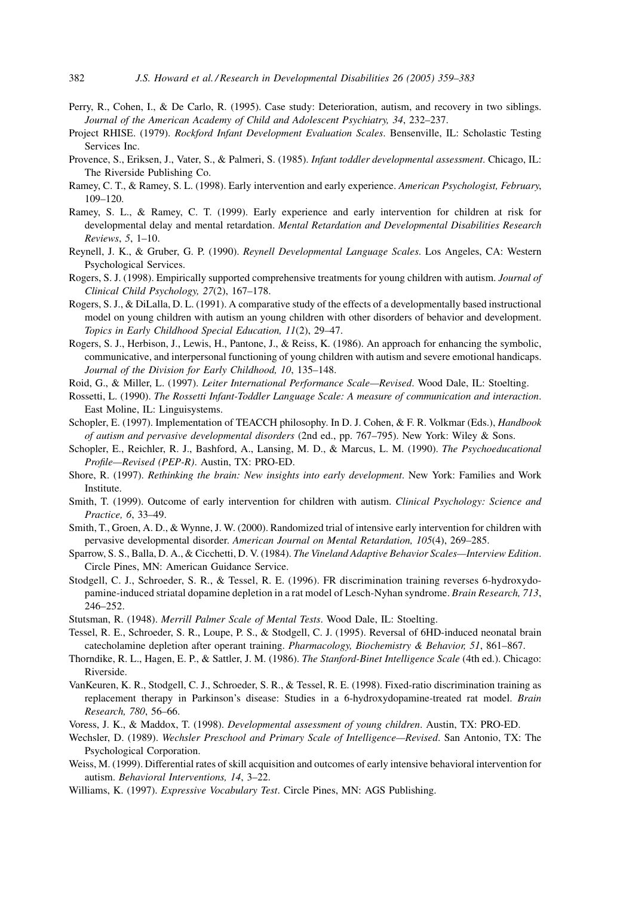Perry, R., Cohen, I., & De Carlo, R. (1995). Case study: Deterioration, autism, and recovery in two siblings. *Journal of the American Academy of Child and Adolescent Psychiatry, 34*, 232–237.

Project RHISE. (1979). *Rockford Infant Development Evaluation Scales*. Bensenville, IL: Scholastic Testing Services Inc.

Provence, S., Eriksen, J., Vater, S., & Palmeri, S. (1985). *Infant toddler developmental assessment*. Chicago, IL: The Riverside Publishing Co.

Ramey, C. T., & Ramey, S. L. (1998). Early intervention and early experience. *American Psychologist, February*, 109–120.

Ramey, S. L., & Ramey, C. T. (1999). Early experience and early intervention for children at risk for developmental delay and mental retardation. *Mental Retardation and Developmental Disabilities Research Reviews, 5*, 1–10.

Reynell, J. K., & Gruber, G. P. (1990). *Reynell Developmental Language Scales*. Los Angeles, CA: Western Psychological Services.

Rogers, S. J. (1998). Empirically supported comprehensive treatments for young children with autism. *Journal of Clinical Child Psychology, 27*(2), 167–178.

Rogers, S. J., & DiLalla, D. L. (1991). A comparative study of the effects of a developmentally based instructional model on young children with autism an young children with other disorders of behavior and development. *Topics in Early Childhood Special Education, 11*(2), 29–47.

Rogers, S. J., Herbison, J., Lewis, H., Pantone, J., & Reiss, K. (1986). An approach for enhancing the symbolic, communicative, and interpersonal functioning of young children with autism and severe emotional handicaps. *Journal of the Division for Early Childhood, 10*, 135–148.

Roid, G., & Miller, L. (1997). *Leiter International Performance Scale—Revised*. Wood Dale, IL: Stoelting.

Rossetti, L. (1990). *The Rossetti Infant-Toddler Language Scale: A measure of communication and interaction*. East Moline, IL: Linguisystems.

Schopler, E. (1997). Implementation of TEACCH philosophy. In D. J. Cohen, & F. R. Volkmar (Eds.), *Handbook of autism and pervasive developmental disorders* (2nd ed., pp. 767–795). New York: Wiley & Sons.

Schopler, E., Reichler, R. J., Bashford, A., Lansing, M. D., & Marcus, L. M. (1990). *The Psychoeducational Profile—Revised (PEP-R)*. Austin, TX: PRO-ED.

Shore, R. (1997). *Rethinking the brain: New insights into early development*. New York: Families and Work Institute.

Smith, T. (1999). Outcome of early intervention for children with autism. *Clinical Psychology: Science and Practice, 6*, 33–49.

Smith, T., Groen, A. D., & Wynne, J. W. (2000). Randomized trial of intensive early intervention for children with pervasive developmental disorder. *American Journal on Mental Retardation, 105*(4), 269–285.

Sparrow, S. S., Balla, D. A., & Cicchetti, D. V. (1984). *The Vineland Adaptive Behavior Scales—Interview Edition*. Circle Pines, MN: American Guidance Service.

Stodgell, C. J., Schroeder, S. R., & Tessel, R. E. (1996). FR discrimination training reverses 6-hydroxydopamine-induced striatal dopamine depletion in a rat model of Lesch-Nyhan syndrome. *Brain Research, 713*, 246–252.

Stutsman, R. (1948). *Merrill Palmer Scale of Mental Tests*. Wood Dale, IL: Stoelting.

Tessel, R. E., Schroeder, S. R., Loupe, P. S., & Stodgell, C. J. (1995). Reversal of 6HD-induced neonatal brain catecholamine depletion after operant training. *Pharmacology, Biochemistry & Behavior, 51*, 861–867.

Thorndike, R. L., Hagen, E. P., & Sattler, J. M. (1986). *The Stanford-Binet Intelligence Scale* (4th ed.). Chicago: Riverside.

VanKeuren, K. R., Stodgell, C. J., Schroeder, S. R., & Tessel, R. E. (1998). Fixed-ratio discrimination training as replacement therapy in Parkinson's disease: Studies in a 6-hydroxydopamine-treated rat model. *Brain Research, 780*, 56–66.

Voress, J. K., & Maddox, T. (1998). *Developmental assessment of young children*. Austin, TX: PRO-ED.

Wechsler, D. (1989). *Wechsler Preschool and Primary Scale of Intelligence—Revised*. San Antonio, TX: The Psychological Corporation.

Weiss, M. (1999). Differential rates of skill acquisition and outcomes of early intensive behavioral intervention for autism. *Behavioral Interventions, 14*, 3–22.

Williams, K. (1997). *Expressive Vocabulary Test*. Circle Pines, MN: AGS Publishing.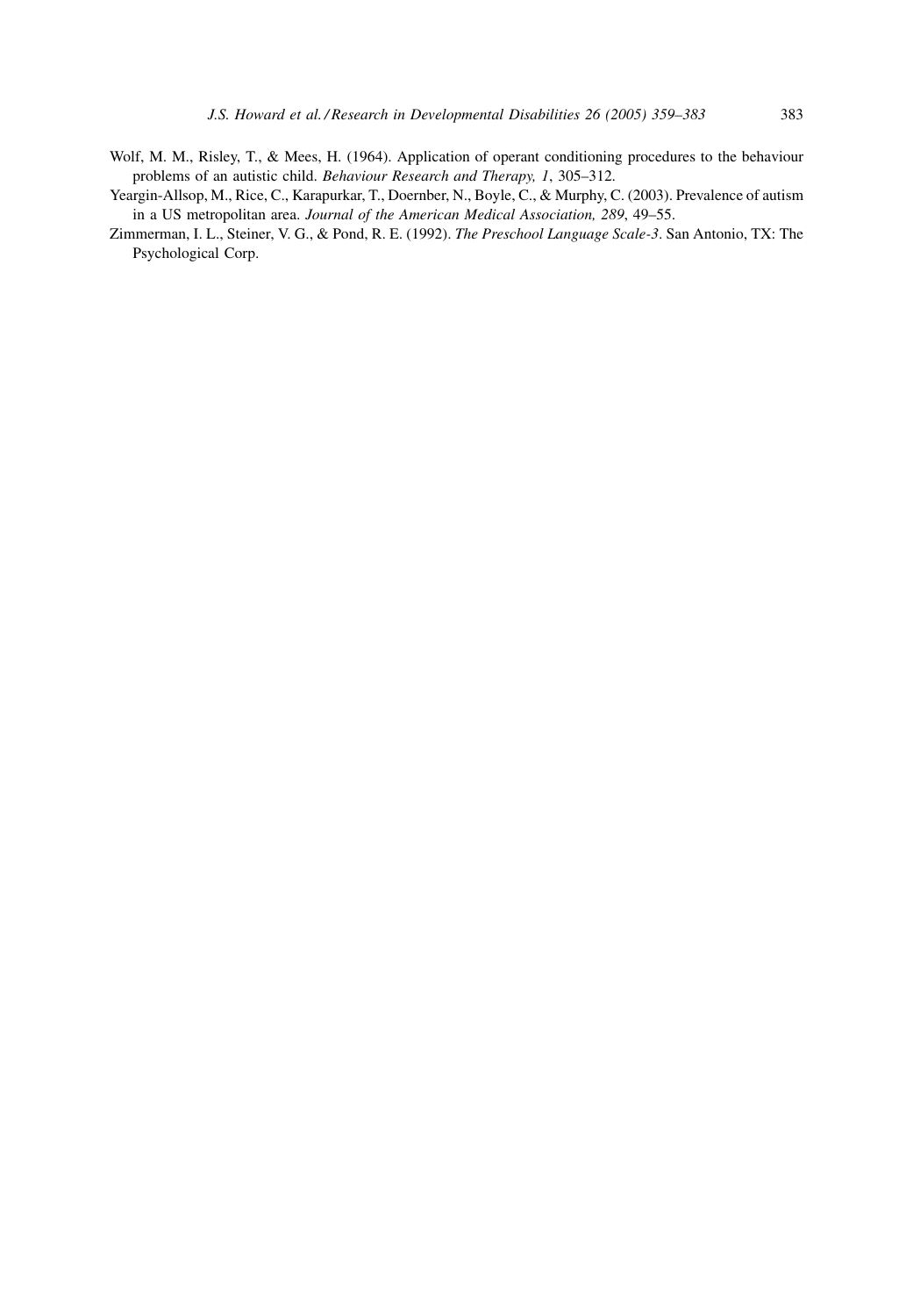Wolf, M. M., Risley, T., & Mees, H. (1964). Application of operant conditioning procedures to the behaviour problems of an autistic child. *Behaviour Research and Therapy, 1*, 305–312.

Yeargin-Allsop, M., Rice, C., Karapurkar, T., Doernber, N., Boyle, C., & Murphy, C. (2003). Prevalence of autism in a US metropolitan area. *Journal of the American Medical Association, 289*, 49–55.

Zimmerman, I. L., Steiner, V. G., & Pond, R. E. (1992). *The Preschool Language Scale-3*. San Antonio, TX: The Psychological Corp.